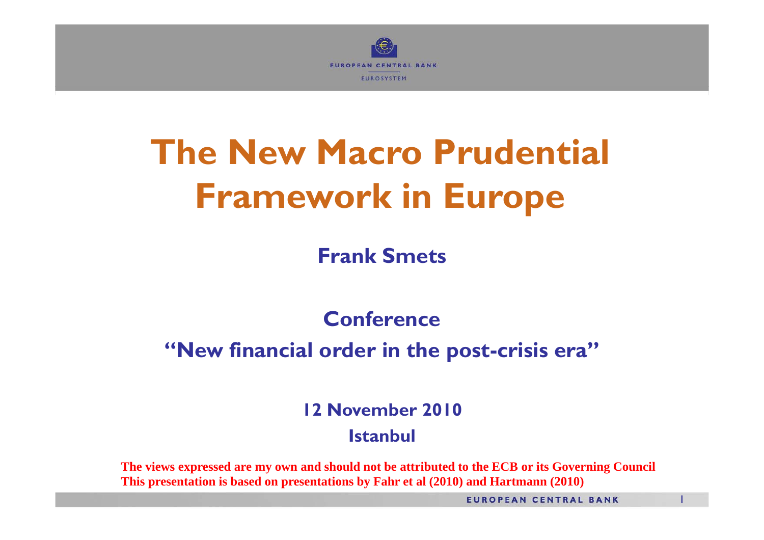# The New Macro Prudential Framework in Europe

**Frank Smets**

**Conference**

**"New financial order in the post-crisis era"**

**12 November 2010**

**Istanbul**

**The views expressed are my own and should not be attributed to the ECB or its Governing Council**
**This presentation is based on presentations by Fahr et al (2010) and Hartmann (2010)**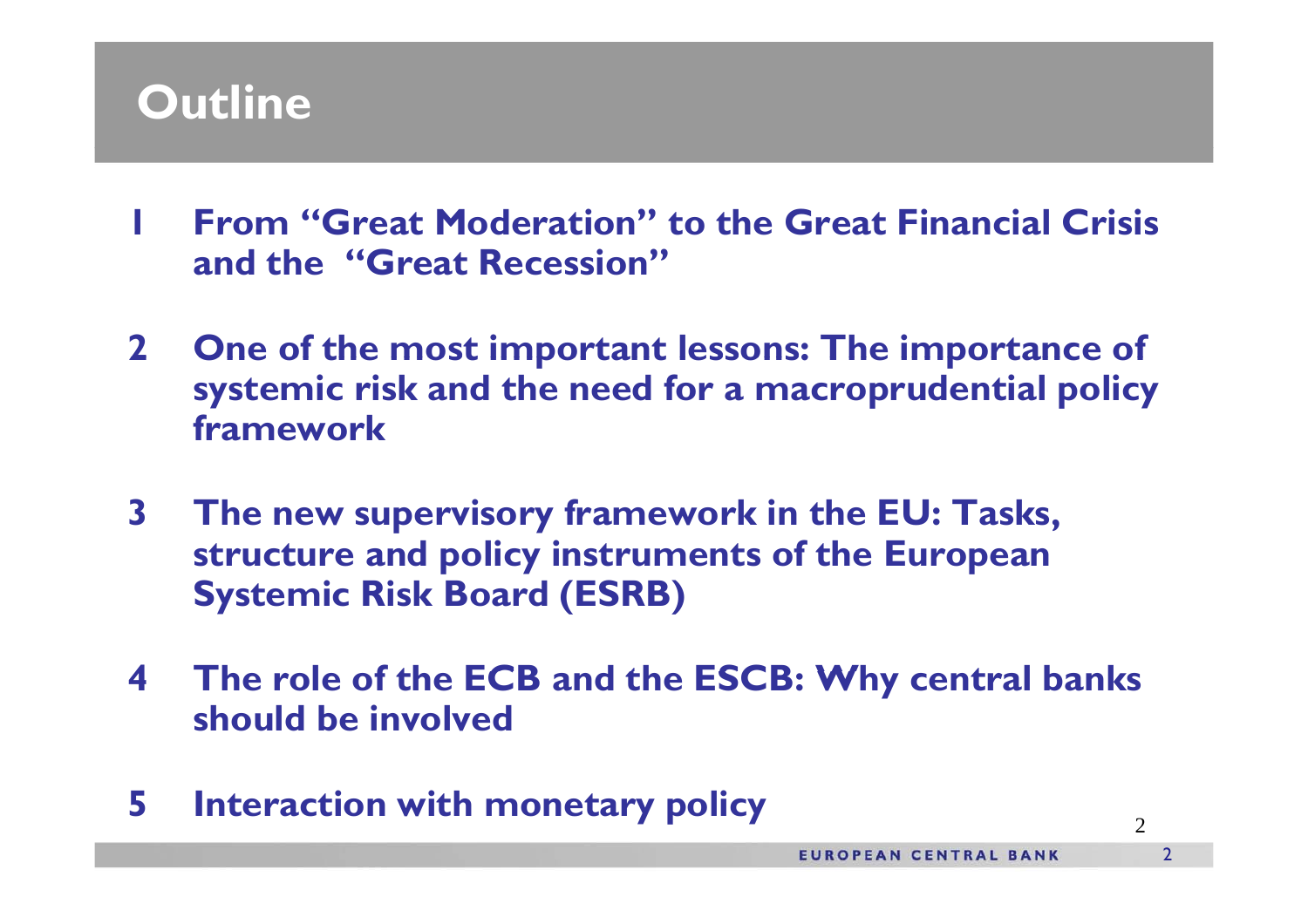# Outline

1. **From "Great Moderation" to the Great Financial Crisis and the "Great Recession"**

2. **One of the most important lessons: The importance of systemic risk and the need for a macroprudential policy framework**

3. **The new supervisory framework in the EU: Tasks, structure and policy instruments of the European Systemic Risk Board (ESRB)**

4. **The role of the ECB and the ESCB: Why central banks should be involved**

5. **Interaction with monetary policy**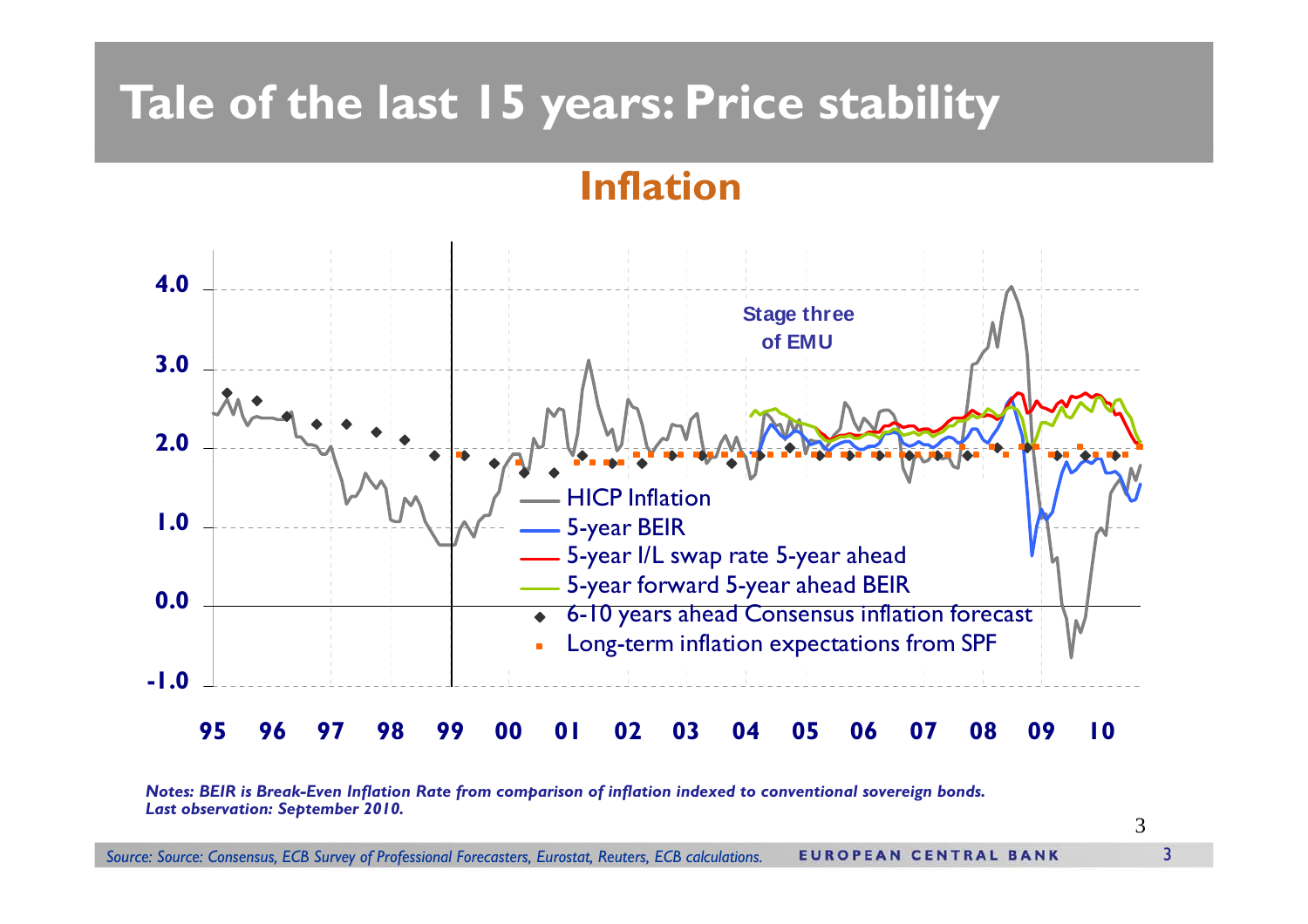# Tale of the last 15 years: Price stability

## Inflation

*Notes: BEIR is Break-Even Inflation Rate from comparison of inflation indexed to conventional sovereign bonds. Last observation: September 2010.*

*Source: Source: Consensus, ECB Survey of Professional Forecasters, Eurostat, Reuters, ECB calculations.*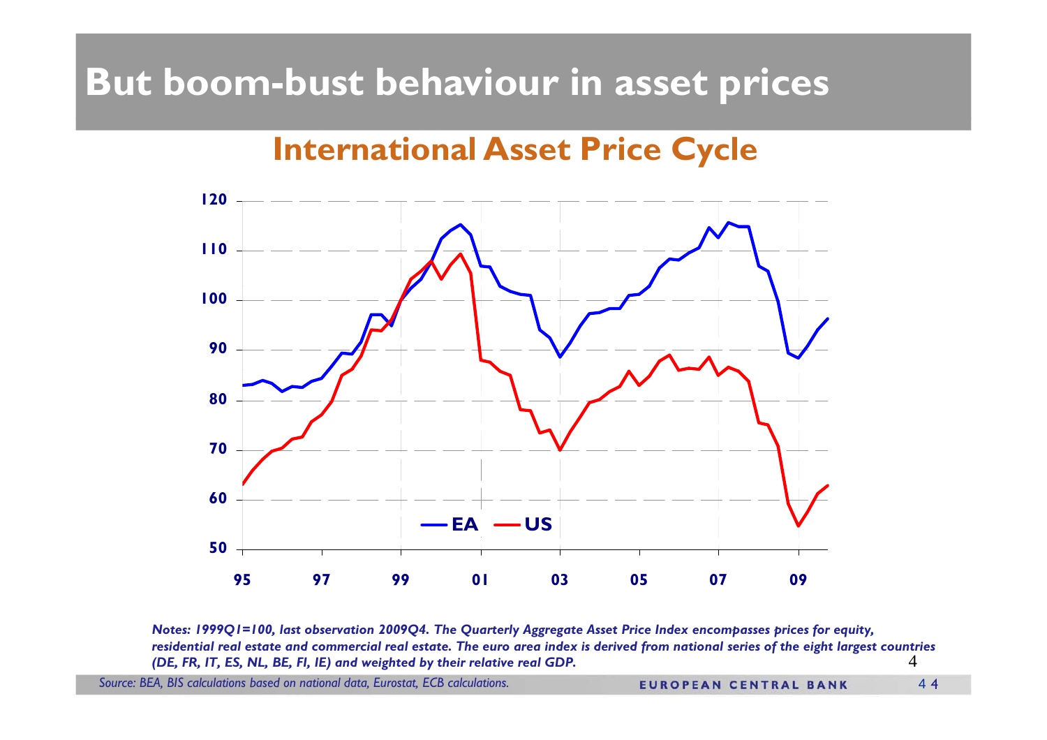# But boom-bust behaviour in asset prices

## International Asset Price Cycle

*Notes: 1999Q1=100, last observation 2009Q4. The Quarterly Aggregate Asset Price Index encompasses prices for equity, residential real estate and commercial real estate. The euro area index is derived from national series of the eight largest countries (DE, FR, IT, ES, NL, BE, FI, IE) and weighted by their relative real GDP.*

*Source: BEA, BIS calculations based on national data, Eurostat, ECB calculations.*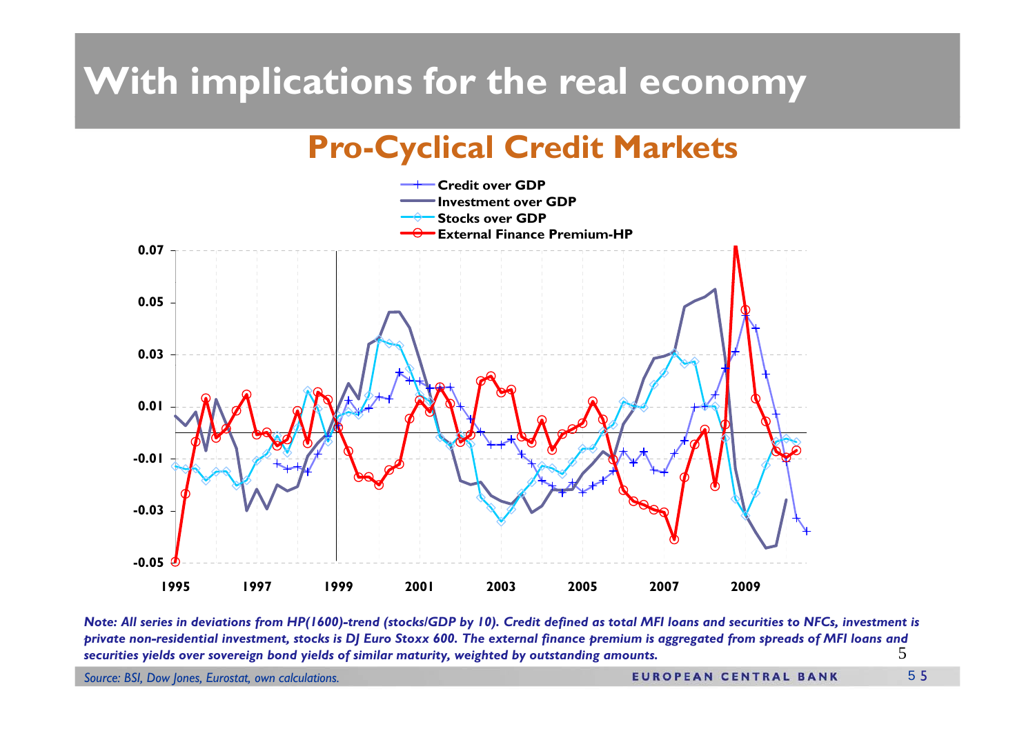# With implications for the real economy

## Pro-Cyclical Credit Markets

*Note: All series in deviations from HP(1600)-trend (stocks/GDP by 10). Credit defined as total MFI loans and securities to NFCs, investment is private non-residential investment, stocks is DJ Euro Stoxx 600. The external finance premium is aggregated from spreads of MFI loans and securities yields over sovereign bond yields of similar maturity, weighted by outstanding amounts.*

*Source: BSI, Dow Jones, Eurostat, own calculations.*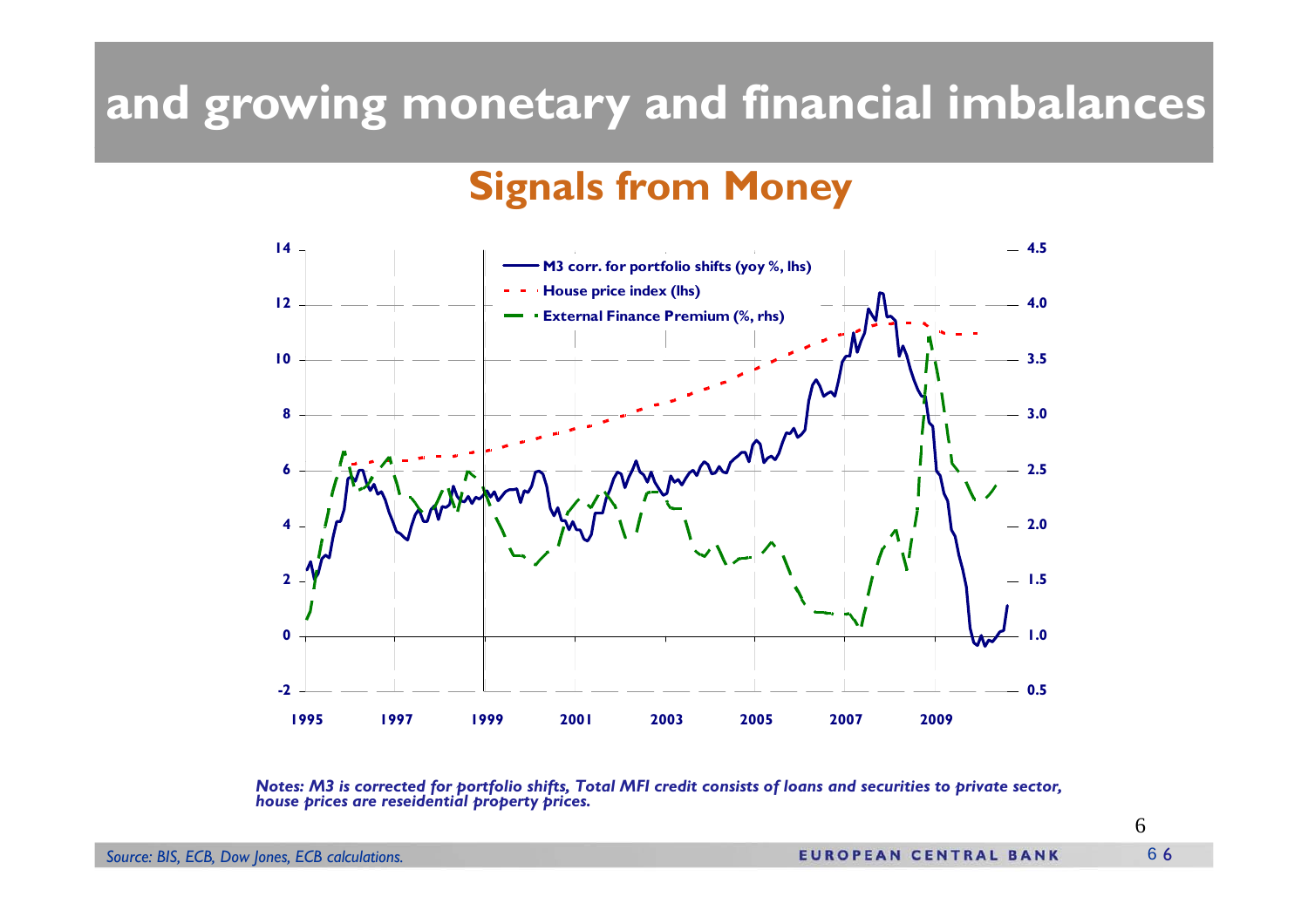# and growing monetary and financial imbalances

## Signals from Money

*Notes: M3 is corrected for portfolio shifts, Total MFI credit consists of loans and securities to private sector, house prices are reseidential property prices.*

*Source: BIS, ECB, Dow Jones, ECB calculations.*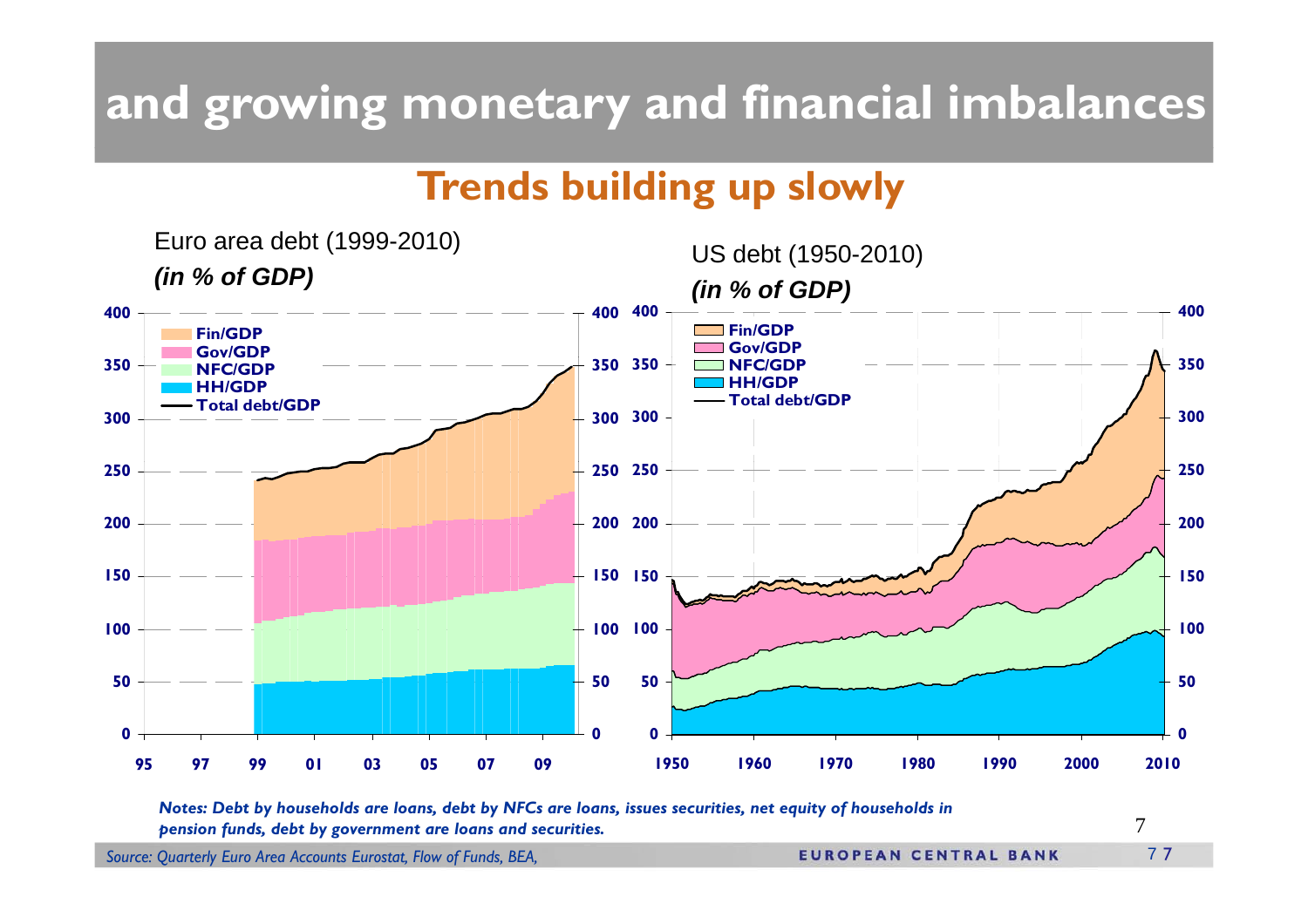# and growing monetary and financial imbalances

## Trends building up slowly

Euro area debt (1999-2010)

***(in % of GDP)***

US debt (1950-2010)

***(in % of GDP)***

***Notes: Debt by households are loans, debt by NFCs are loans, issues securities, net equity of households in pension funds, debt by government are loans and securities.***

*Source: Quarterly Euro Area Accounts Eurostat, Flow of Funds, BEA,*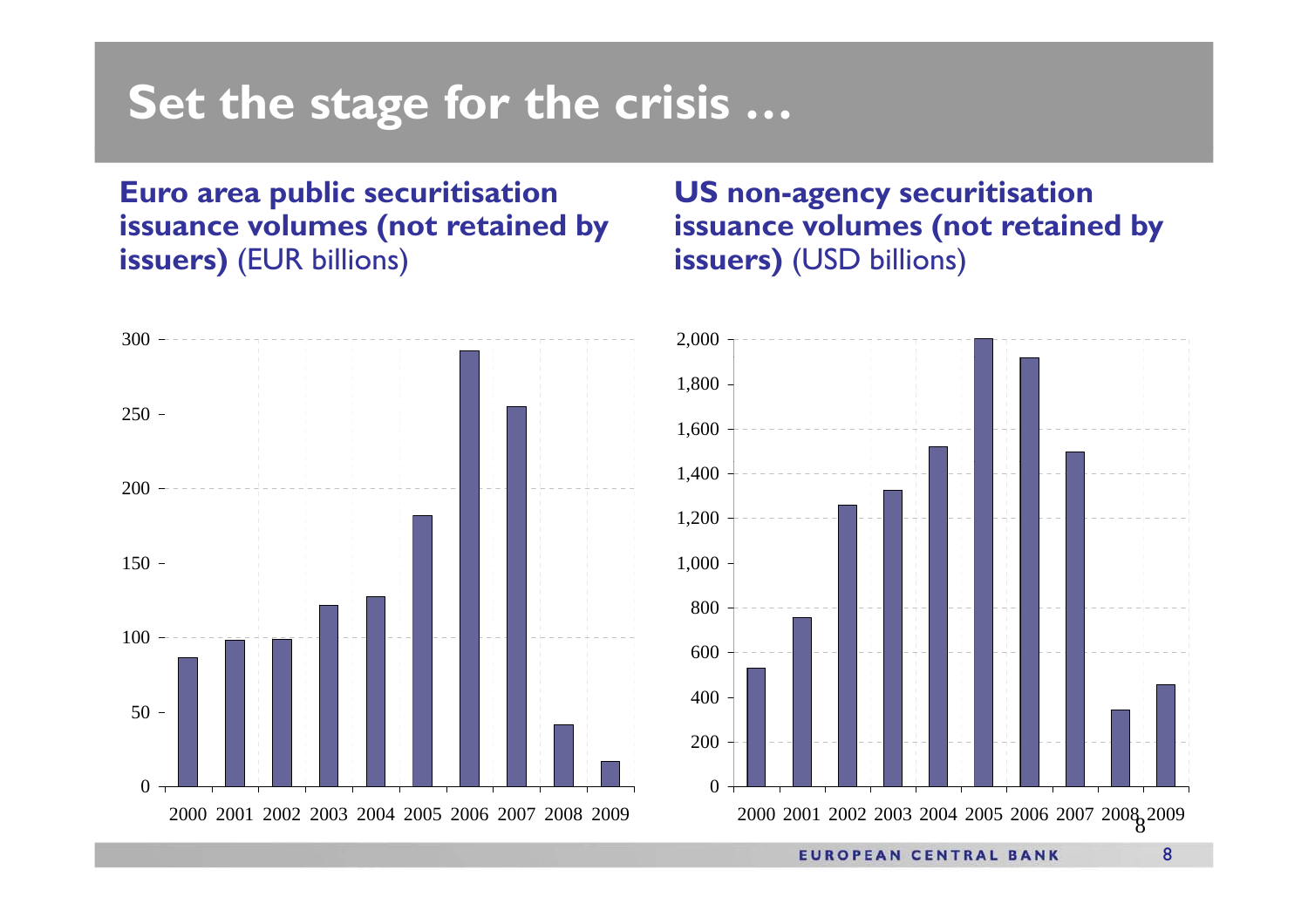# Set the stage for the crisis …

**Euro area public securitisation issuance volumes (not retained by issuers)** (EUR billions)

**US non-agency securitisation issuance volumes (not retained by issuers)** (USD billions)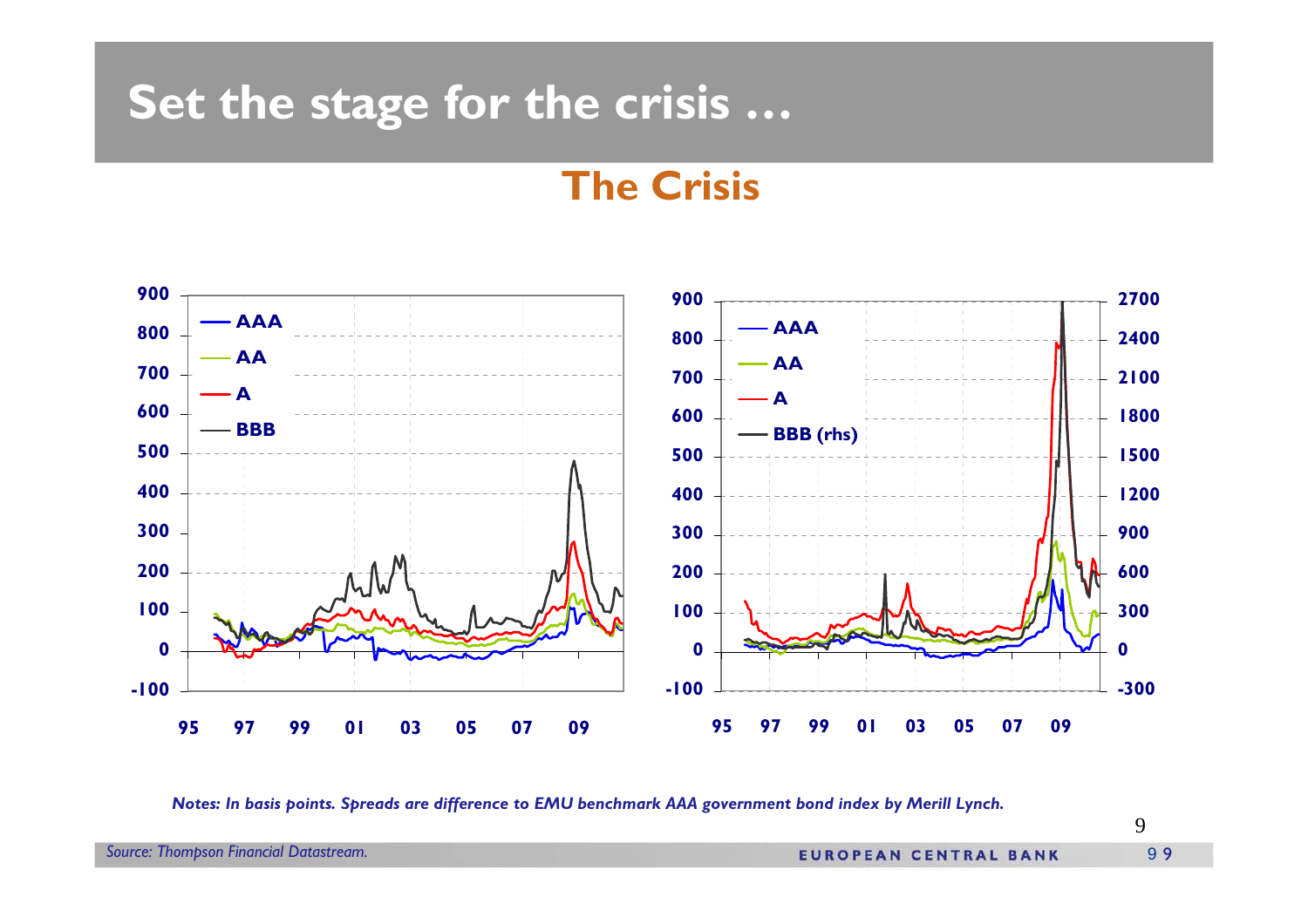# Set the stage for the crisis …

## The Crisis

*Notes: In basis points. Spreads are difference to EMU benchmark AAA government bond index by Merill Lynch.*

*Source: Thompson Financial Datastream.*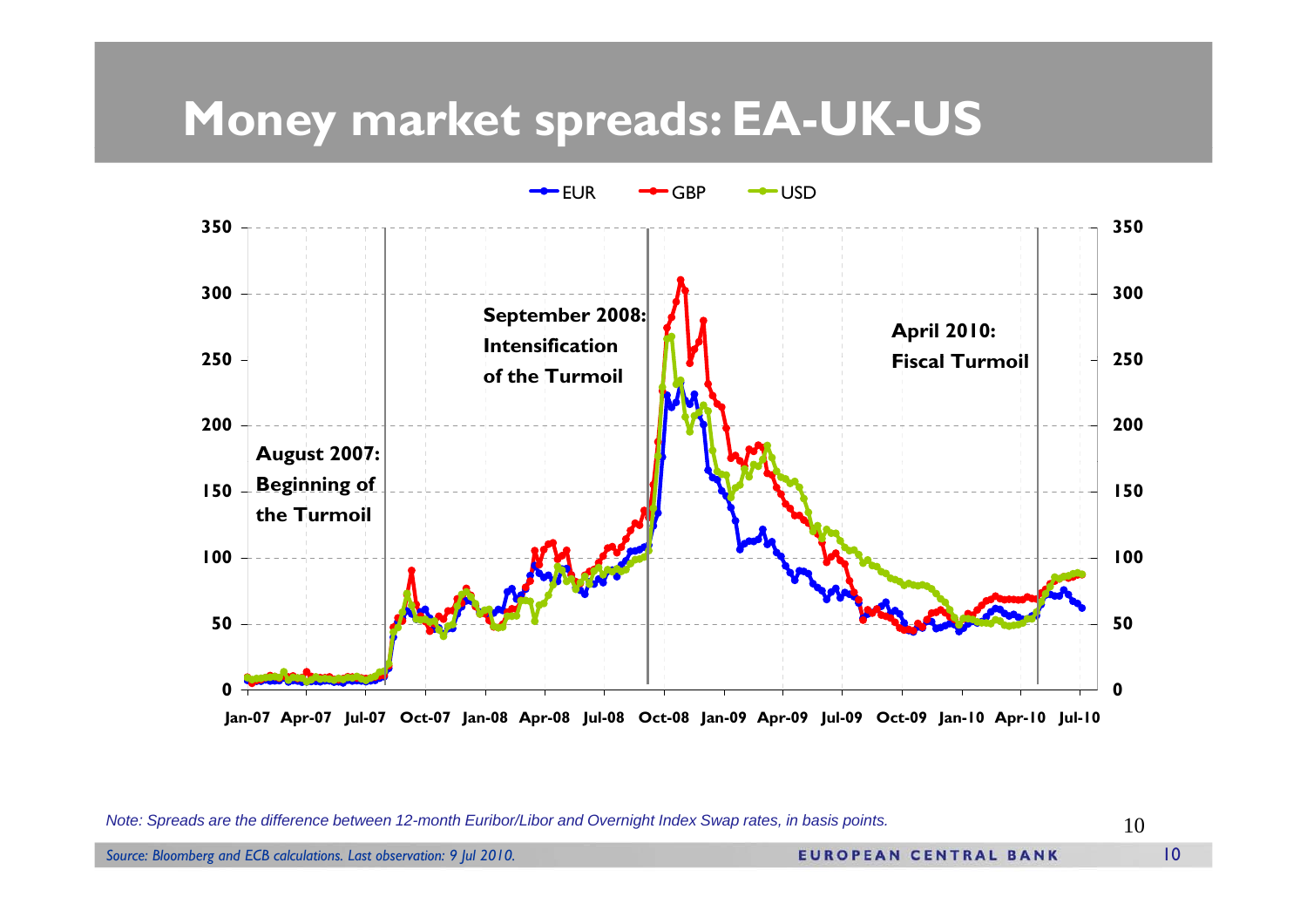# Money market spreads: EA-UK-US

EUR GBP USD

August 2007: Beginning of the Turmoil

September 2008: Intensification of the Turmoil

April 2010: Fiscal Turmoil

*Note: Spreads are the difference between 12-month Euribor/Libor and Overnight Index Swap rates, in basis points.*

*Source: Bloomberg and ECB calculations. Last observation: 9 Jul 2010.*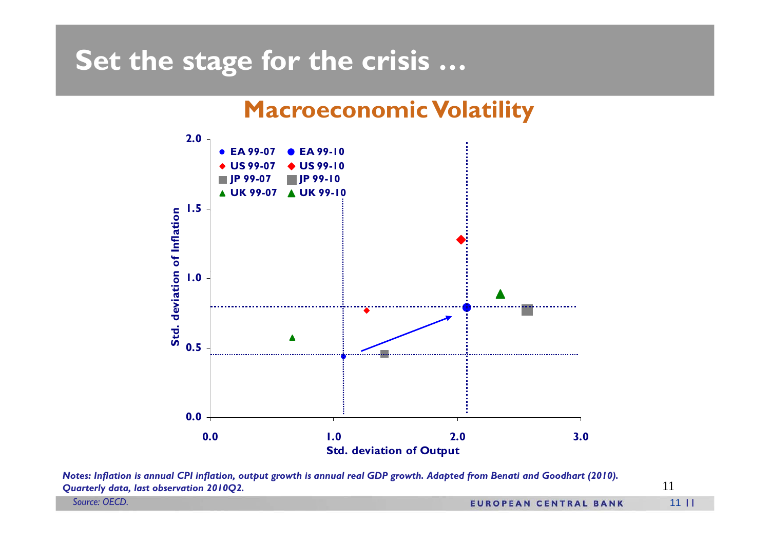# Set the stage for the crisis …

## Macroeconomic Volatility

*Notes: Inflation is annual CPI inflation, output growth is annual real GDP growth. Adapted from Benati and Goodhart (2010). Quarterly data, last observation 2010Q2.*

*Source: OECD.*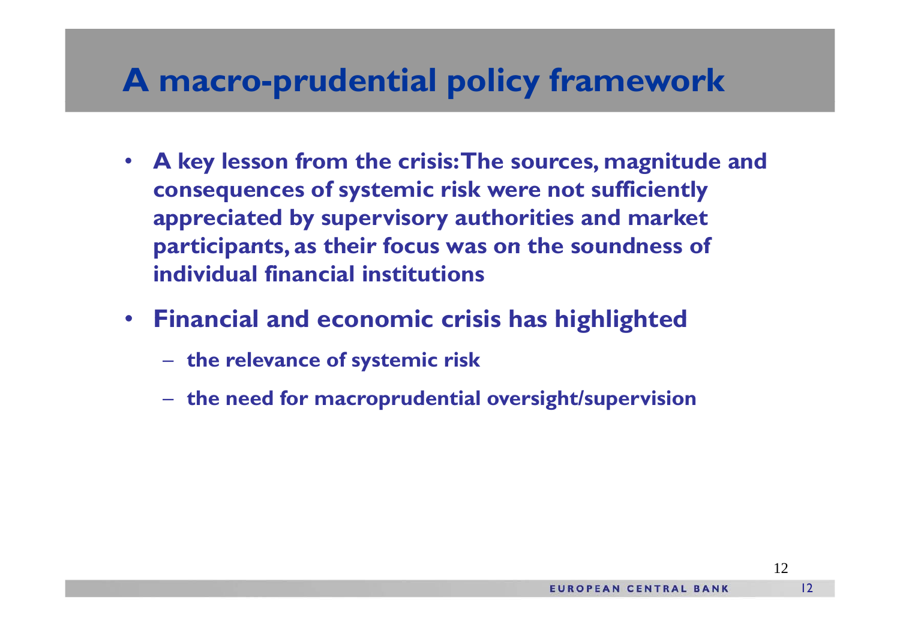# A macro-prudential policy framework

- **A key lesson from the crisis: The sources, magnitude and consequences of systemic risk were not sufficiently appreciated by supervisory authorities and market participants, as their focus was on the soundness of individual financial institutions**
- **Financial and economic crisis has highlighted**
  - **the relevance of systemic risk**
  - **the need for macroprudential oversight/supervision**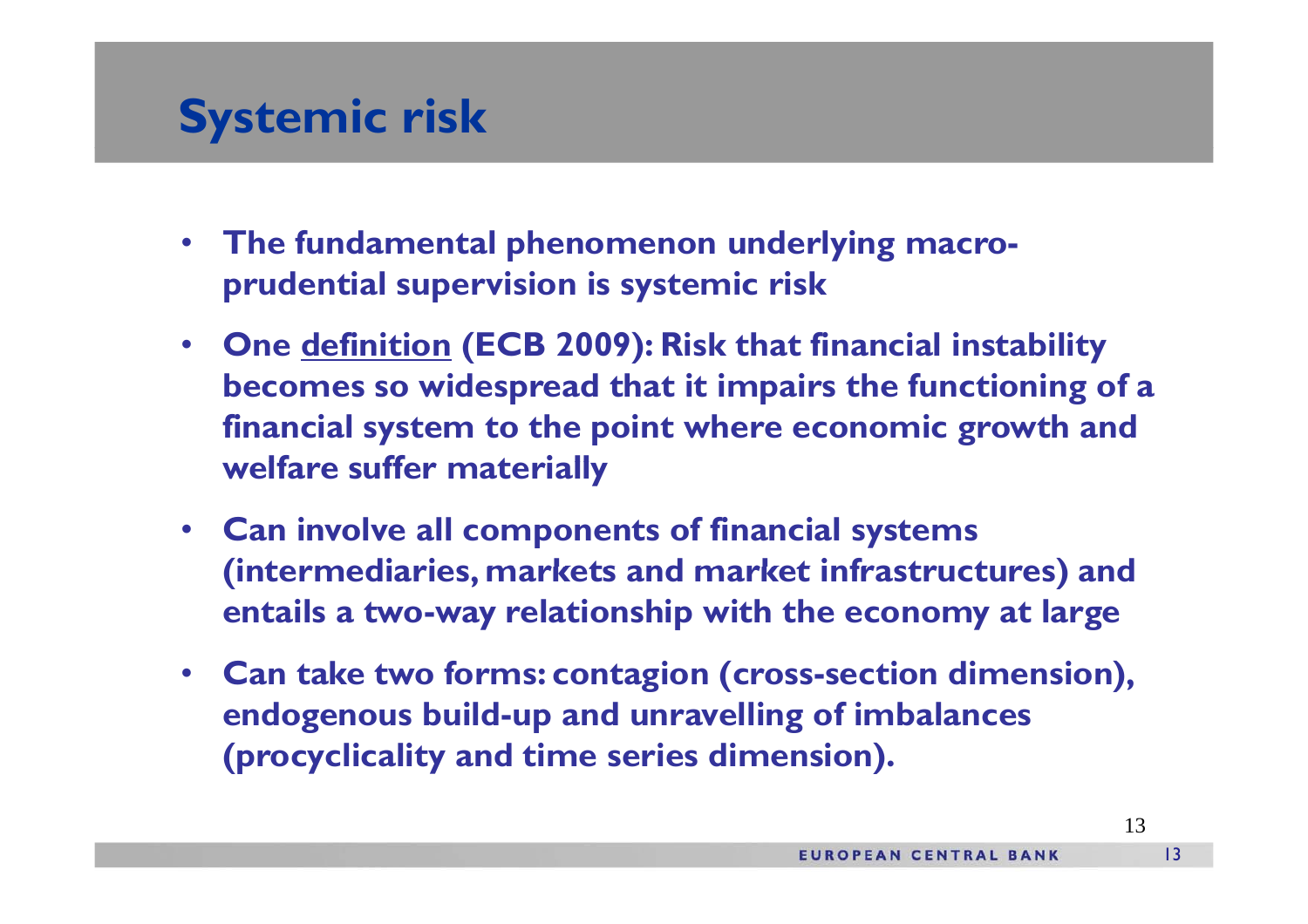# Systemic risk

- **The fundamental phenomenon underlying macro-prudential supervision is systemic risk**
- **One <u>definition</u> (ECB 2009): Risk that financial instability becomes so widespread that it impairs the functioning of a financial system to the point where economic growth and welfare suffer materially**
- **Can involve all components of financial systems (intermediaries, markets and market infrastructures) and entails a two-way relationship with the economy at large**
- **Can take two forms: contagion (cross-section dimension), endogenous build-up and unravelling of imbalances (procyclicality and time series dimension).**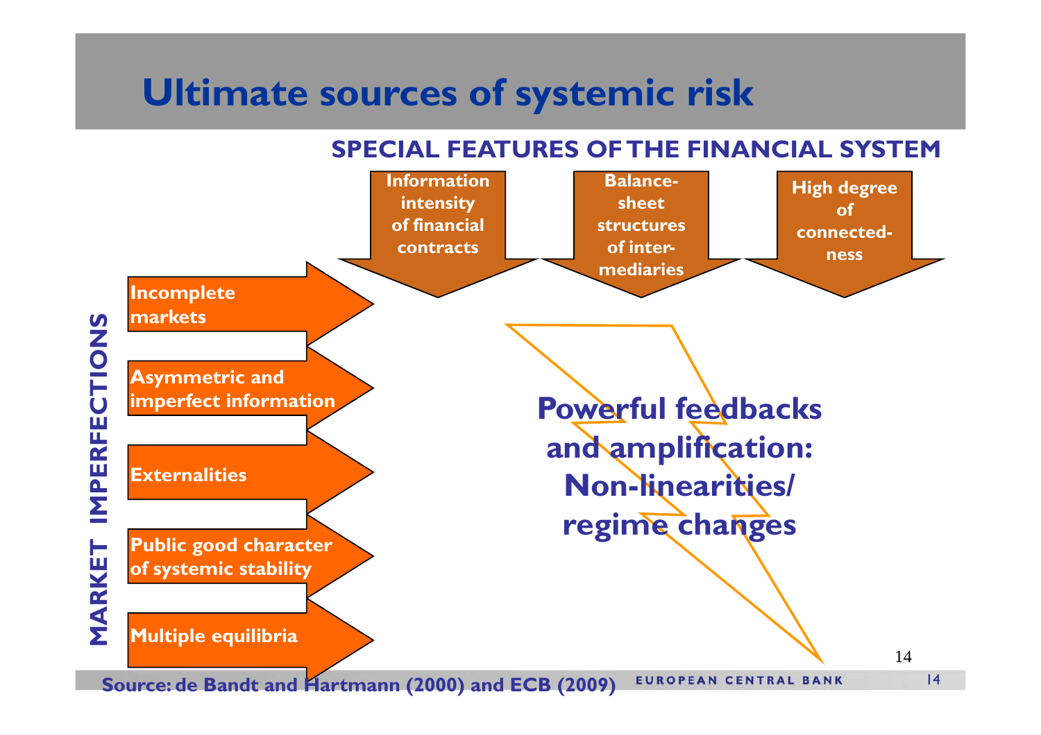# Ultimate sources of systemic risk

**SPECIAL FEATURES OF THE FINANCIAL SYSTEM**

- Information intensity of financial contracts
- Balance-sheet structures of inter-mediaries
- High degree of connected-ness

**MARKET IMPERFECTIONS**

- Incomplete markets
- Asymmetric and imperfect information
- Externalities
- Public good character of systemic stability
- Multiple equilibria

**Powerful feedbacks and amplification: Non-linearities/ regime changes**

Source: de Bandt and Hartmann (2000) and ECB (2009)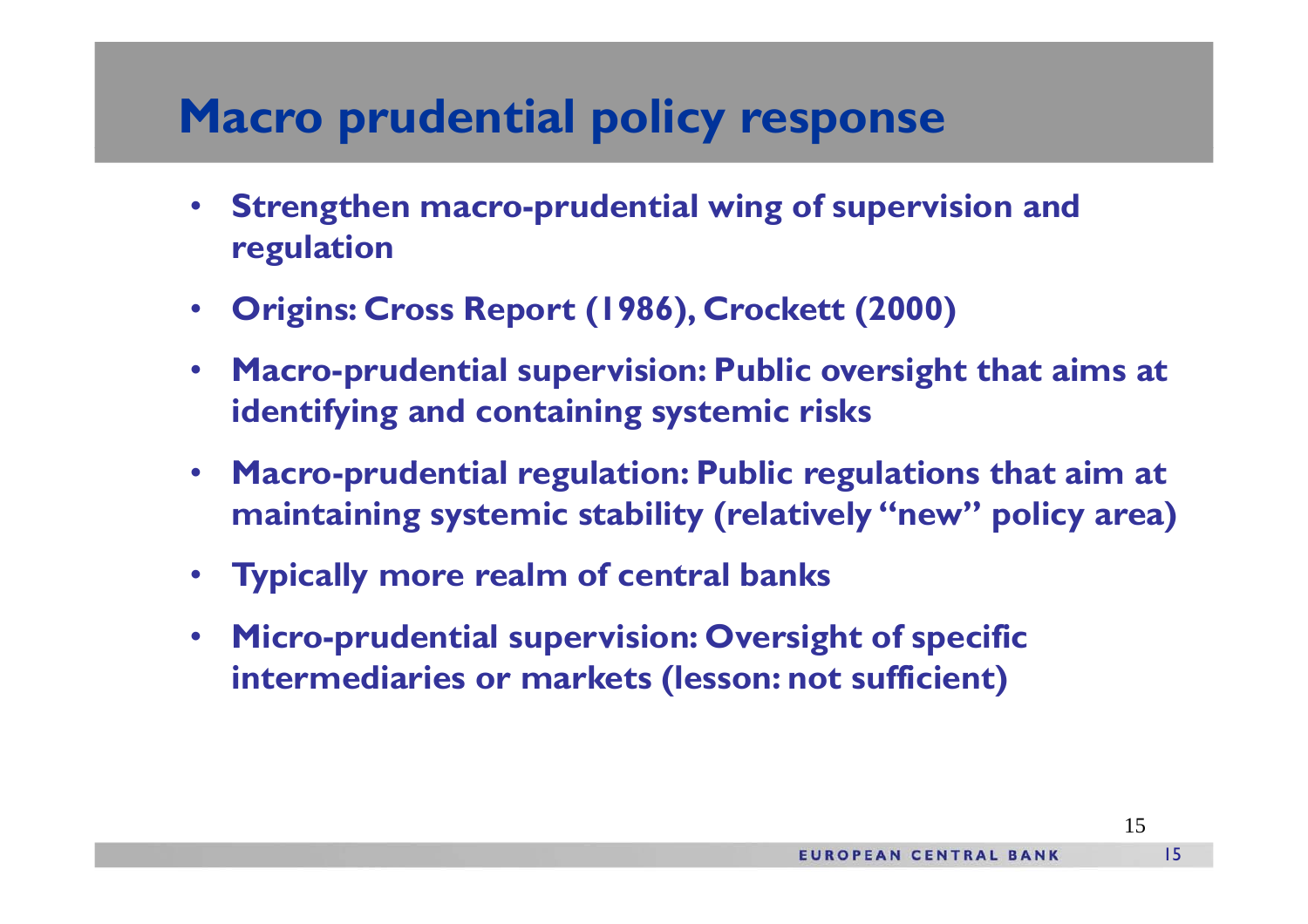# Macro prudential policy response

- Strengthen macro-prudential wing of supervision and regulation
- Origins: Cross Report (1986), Crockett (2000)
- Macro-prudential supervision: Public oversight that aims at identifying and containing systemic risks
- Macro-prudential regulation: Public regulations that aim at maintaining systemic stability (relatively "new" policy area)
- Typically more realm of central banks
- Micro-prudential supervision: Oversight of specific intermediaries or markets (lesson: not sufficient)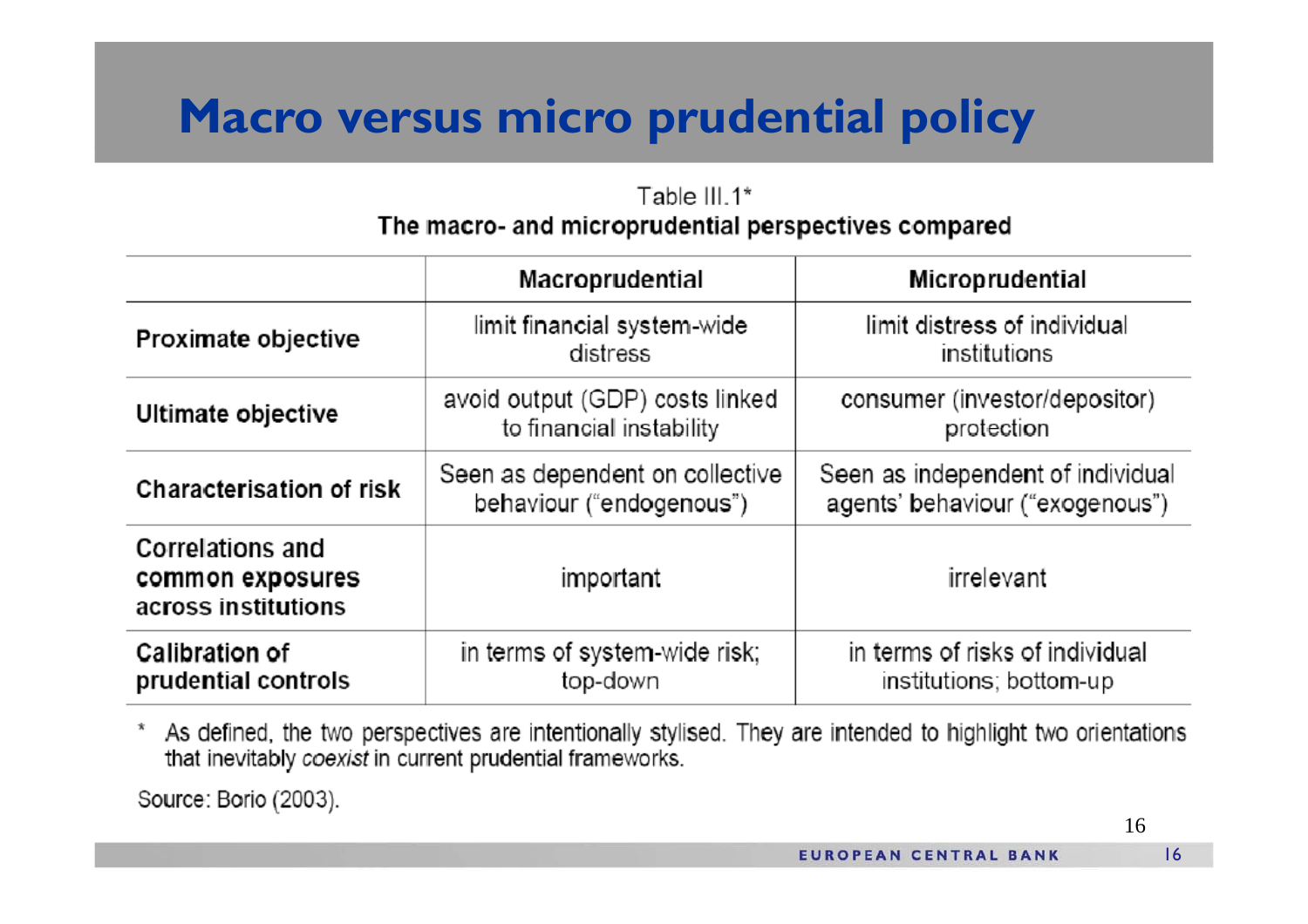# Macro versus micro prudential policy

Table III.1*

**The macro- and microprudential perspectives compared**

| | Macroprudential | Microprudential |
|---|---|---|
| **Proximate objective** | limit financial system-wide distress | limit distress of individual institutions |
| **Ultimate objective** | avoid output (GDP) costs linked to financial instability | consumer (investor/depositor) protection |
| **Characterisation of risk** | Seen as dependent on collective behaviour ("endogenous") | Seen as independent of individual agents' behaviour ("exogenous") |
| **Correlations and common exposures across institutions** | important | irrelevant |
| **Calibration of prudential controls** | in terms of system-wide risk; top-down | in terms of risks of individual institutions; bottom-up |

\* As defined, the two perspectives are intentionally stylised. They are intended to highlight two orientations that inevitably *coexist* in current prudential frameworks.

Source: Borio (2003).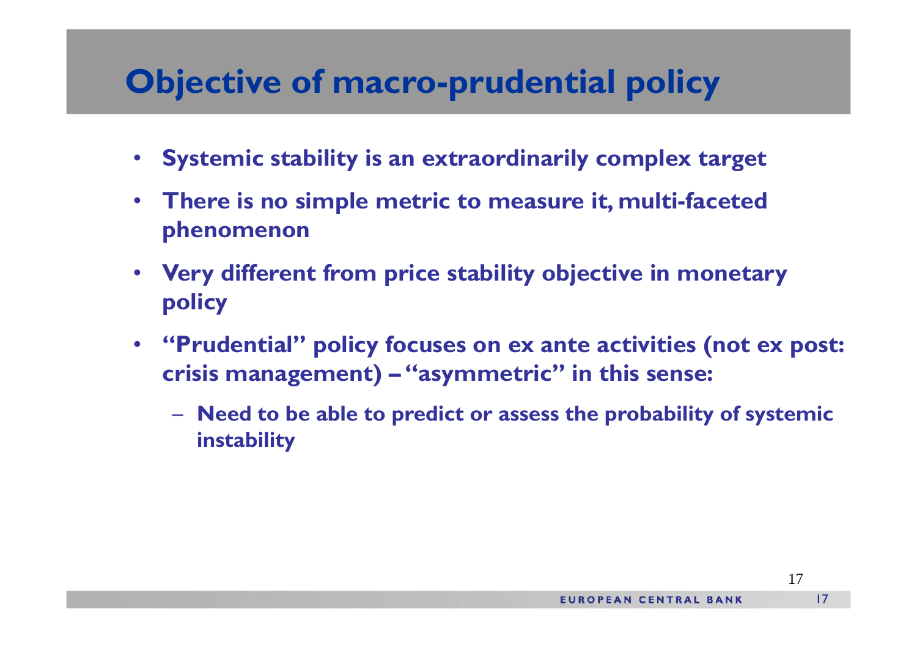# Objective of macro-prudential policy

- Systemic stability is an extraordinarily complex target
- There is no simple metric to measure it, multi-faceted phenomenon
- Very different from price stability objective in monetary policy
- "Prudential" policy focuses on ex ante activities (not ex post: crisis management) – "asymmetric" in this sense:
  - Need to be able to predict or assess the probability of systemic instability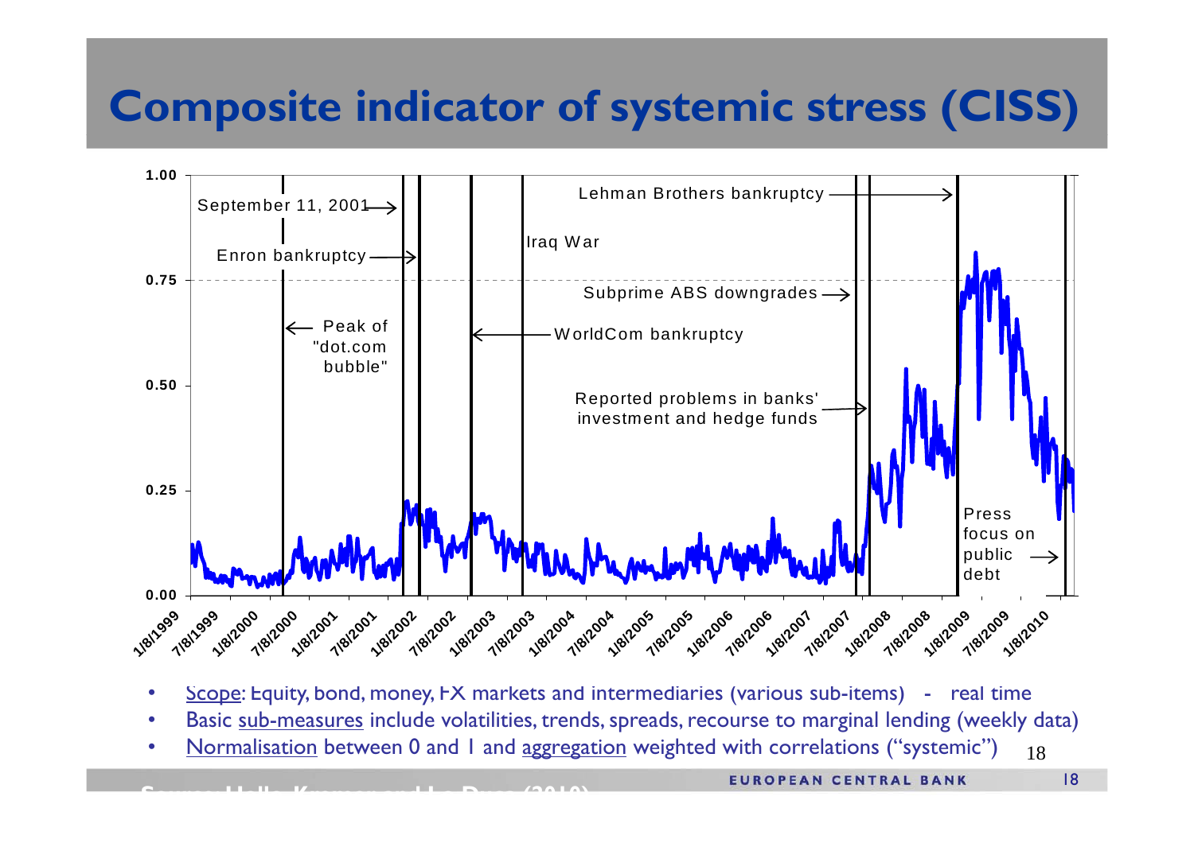# Composite indicator of systemic stress (CISS)

- Scope: Equity, bond, money, FX markets and intermediaries (various sub-items) - real time
- Basic sub-measures include volatilities, trends, spreads, recourse to marginal lending (weekly data)
- Normalisation between 0 and 1 and aggregation weighted with correlations ("systemic")

Source: Hollo, Kremer and Lo Duca (2010)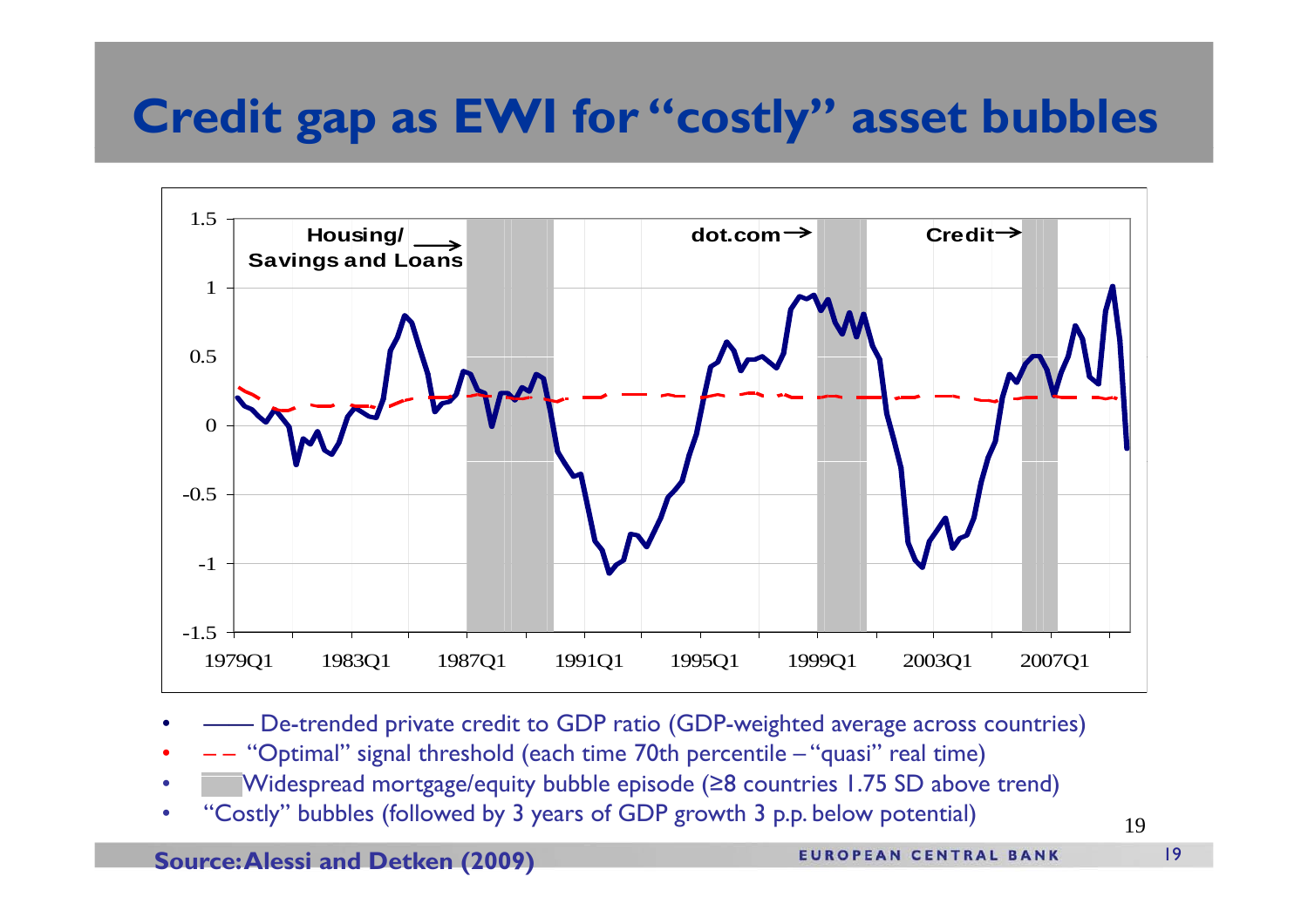# Credit gap as EWI for "costly" asset bubbles

- —— De-trended private credit to GDP ratio (GDP-weighted average across countries)
- – – "Optimal" signal threshold (each time 70th percentile – "quasi" real time)
- Widespread mortgage/equity bubble episode (≥8 countries 1.75 SD above trend)
- "Costly" bubbles (followed by 3 years of GDP growth 3 p.p. below potential)

**Source: Alessi and Detken (2009)**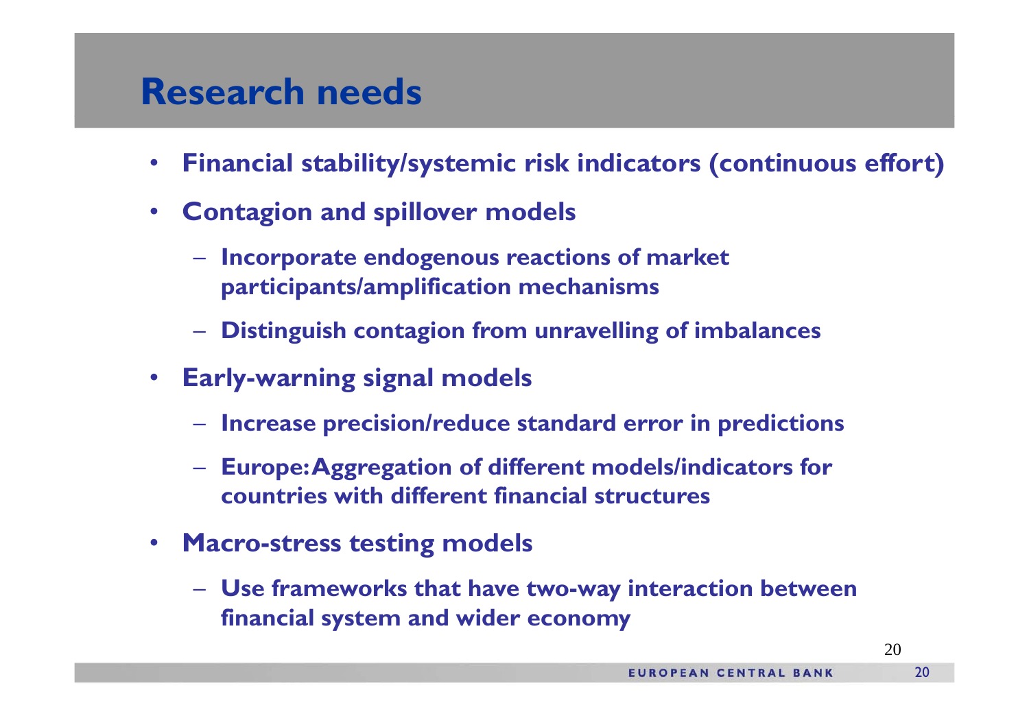# Research needs

- **Financial stability/systemic risk indicators (continuous effort)**
- **Contagion and spillover models**
  - **Incorporate endogenous reactions of market participants/amplification mechanisms**
  - **Distinguish contagion from unravelling of imbalances**
- **Early-warning signal models**
  - **Increase precision/reduce standard error in predictions**
  - **Europe: Aggregation of different models/indicators for countries with different financial structures**
- **Macro-stress testing models**
  - **Use frameworks that have two-way interaction between financial system and wider economy**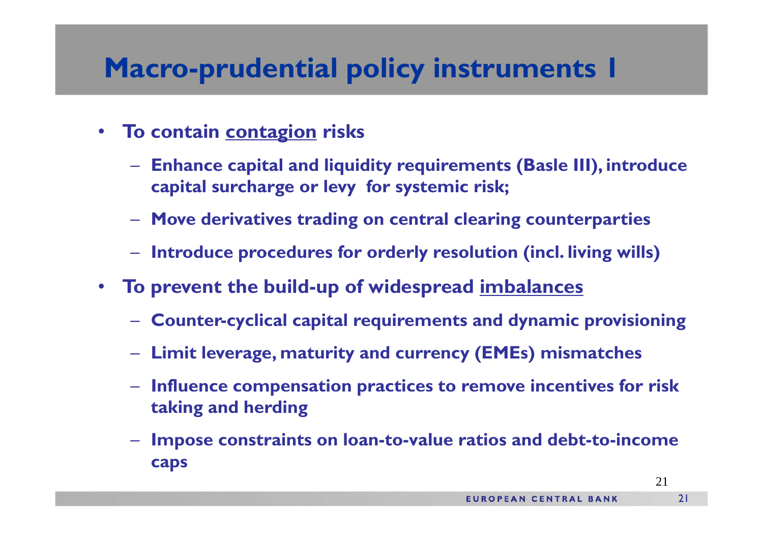# Macro-prudential policy instruments I

- **To contain <u>contagion</u> risks**
  - **Enhance capital and liquidity requirements (Basle III), introduce capital surcharge or levy for systemic risk;**
  - **Move derivatives trading on central clearing counterparties**
  - **Introduce procedures for orderly resolution (incl. living wills)**
- **To prevent the build-up of widespread <u>imbalances</u>**
  - **Counter-cyclical capital requirements and dynamic provisioning**
  - **Limit leverage, maturity and currency (EMEs) mismatches**
  - **Influence compensation practices to remove incentives for risk taking and herding**
  - **Impose constraints on loan-to-value ratios and debt-to-income caps**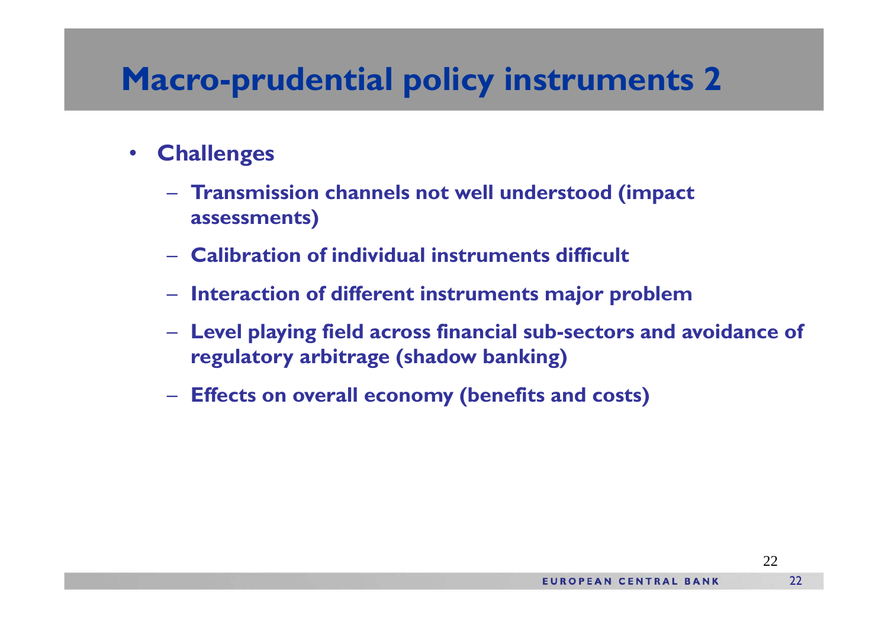# Macro-prudential policy instruments 2

- **Challenges**
  - **Transmission channels not well understood (impact assessments)**
  - **Calibration of individual instruments difficult**
  - **Interaction of different instruments major problem**
  - **Level playing field across financial sub-sectors and avoidance of regulatory arbitrage (shadow banking)**
  - **Effects on overall economy (benefits and costs)**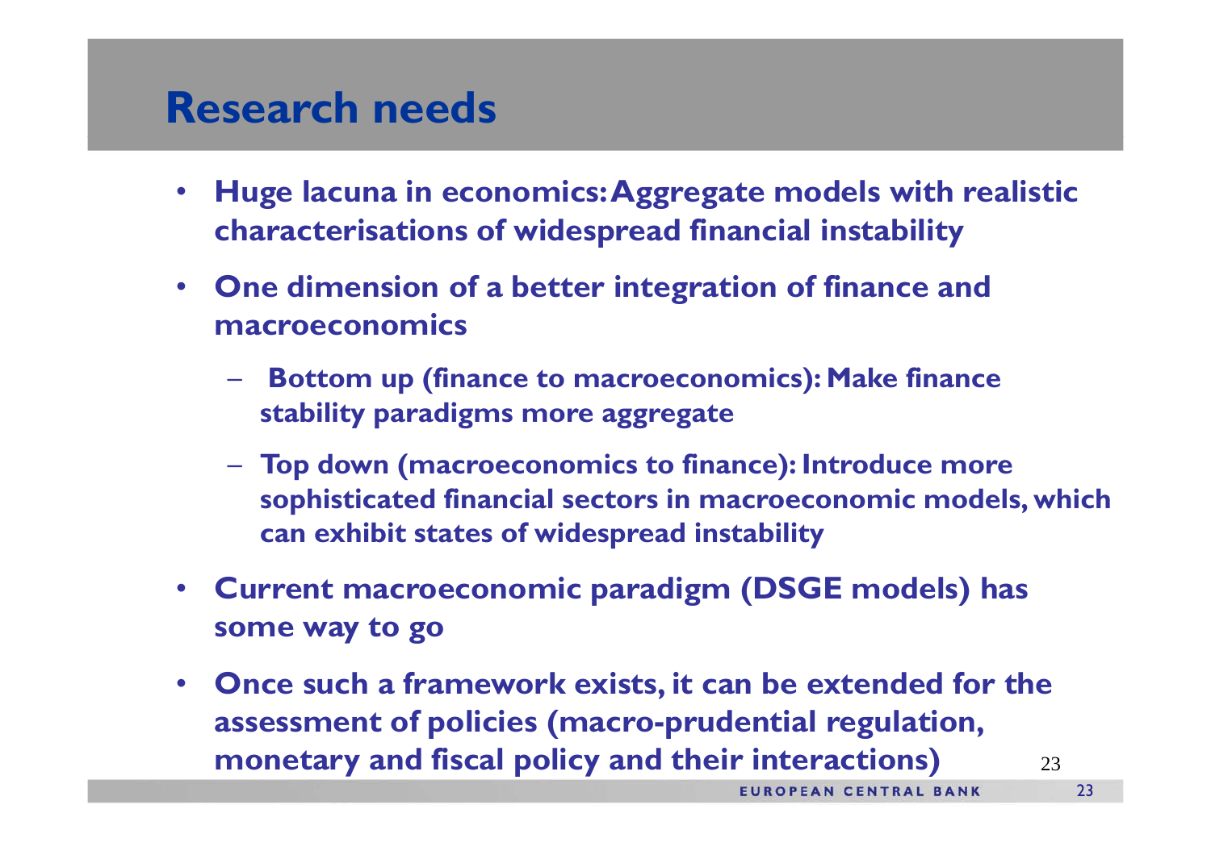# Research needs

- **Huge lacuna in economics: Aggregate models with realistic characterisations of widespread financial instability**
- **One dimension of a better integration of finance and macroeconomics**
  - **Bottom up (finance to macroeconomics): Make finance stability paradigms more aggregate**
  - **Top down (macroeconomics to finance): Introduce more sophisticated financial sectors in macroeconomic models, which can exhibit states of widespread instability**
- **Current macroeconomic paradigm (DSGE models) has some way to go**
- **Once such a framework exists, it can be extended for the assessment of policies (macro-prudential regulation, monetary and fiscal policy and their interactions)**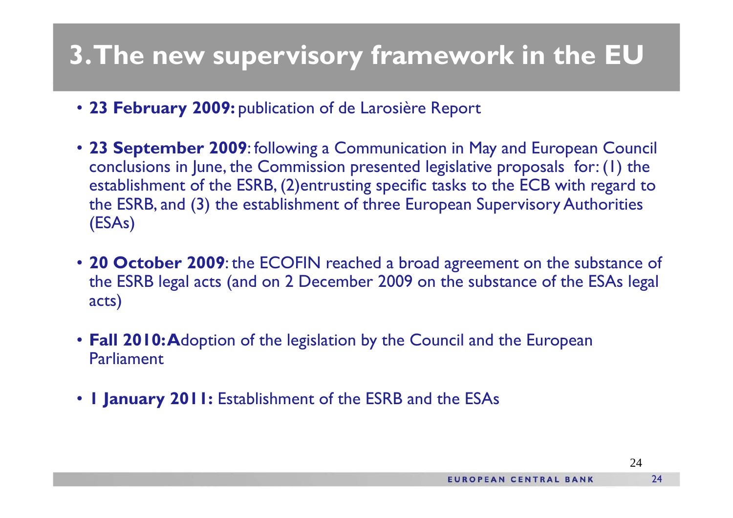# 3. The new supervisory framework in the EU

- **23 February 2009:** publication of de Larosière Report
- **23 September 2009**: following a Communication in May and European Council conclusions in June, the Commission presented legislative proposals for: (1) the establishment of the ESRB, (2)entrusting specific tasks to the ECB with regard to the ESRB, and (3) the establishment of three European Supervisory Authorities (ESAs)
- **20 October 2009**: the ECOFIN reached a broad agreement on the substance of the ESRB legal acts (and on 2 December 2009 on the substance of the ESAs legal acts)
- **Fall 2010: A**doption of the legislation by the Council and the European Parliament
- **1 January 2011:** Establishment of the ESRB and the ESAs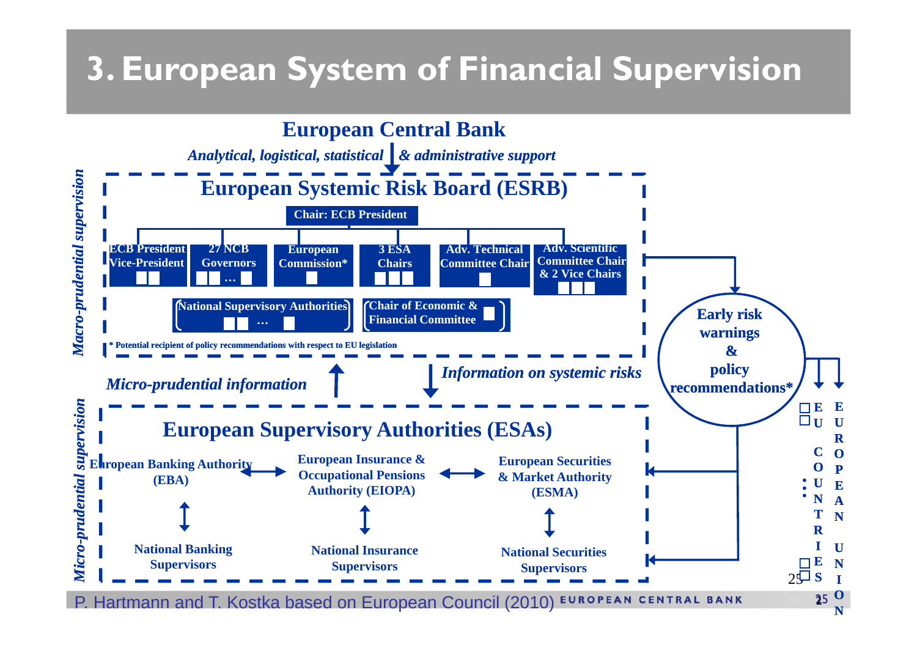# 3. European System of Financial Supervision

**European Central Bank**

*Analytical, logistical, statistical & administrative support*

*Macro-prudential supervision*

## European Systemic Risk Board (ESRB)

**Chair: ECB President**

- **ECB President Vice-President**
- **27 NCB Governors**
- **European Commission***
- **3 ESA Chairs**
- **Adv. Technical Committee Chair**
- **Adv. Scientific Committee Chair & 2 Vice Chairs**
- **National Supervisory Authorities**
- **Chair of Economic & Financial Committee**

**\* Potential recipient of policy recommendations with respect to EU legislation**

*Micro-prudential information*

*Information on systemic risks*

**Early risk warnings & policy recommendations***

→ **EU COUNTRIES**

→ **EUROPEAN UNION**

*Micro-prudential supervision*

## European Supervisory Authorities (ESAs)

| European Banking Authority (EBA) | European Insurance & Occupational Pensions Authority (EIOPA) | European Securities & Market Authority (ESMA) |
|---|---|---|
| National Banking Supervisors | National Insurance Supervisors | National Securities Supervisors |

P. Hartmann and T. Kostka based on European Council (2010)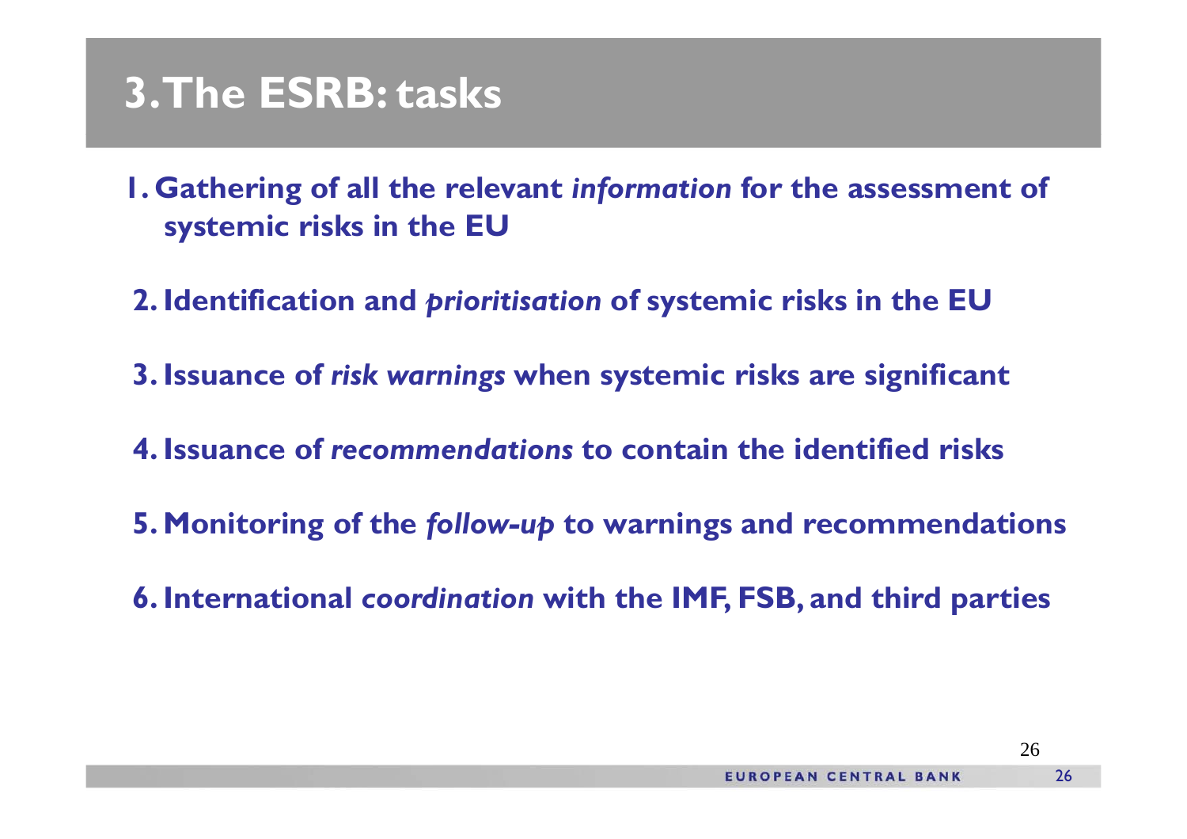# 3. The ESRB: tasks

1. Gathering of all the relevant *information* for the assessment of systemic risks in the EU
2. Identification and *prioritisation* of systemic risks in the EU
3. Issuance of *risk warnings* when systemic risks are significant
4. Issuance of *recommendations* to contain the identified risks
5. Monitoring of the *follow-up* to warnings and recommendations
6. International *coordination* with the IMF, FSB, and third parties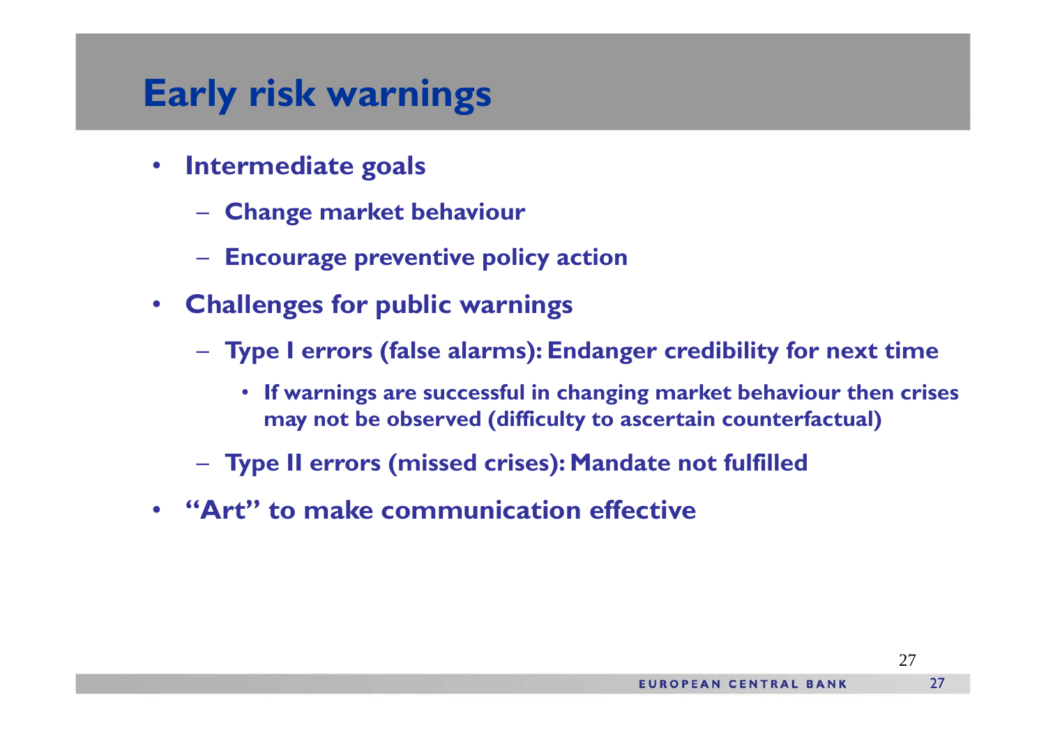# Early risk warnings

- **Intermediate goals**
  - **Change market behaviour**
  - **Encourage preventive policy action**
- **Challenges for public warnings**
  - **Type I errors (false alarms): Endanger credibility for next time**
    - **If warnings are successful in changing market behaviour then crises may not be observed (difficulty to ascertain counterfactual)**
  - **Type II errors (missed crises): Mandate not fulfilled**
- **"Art" to make communication effective**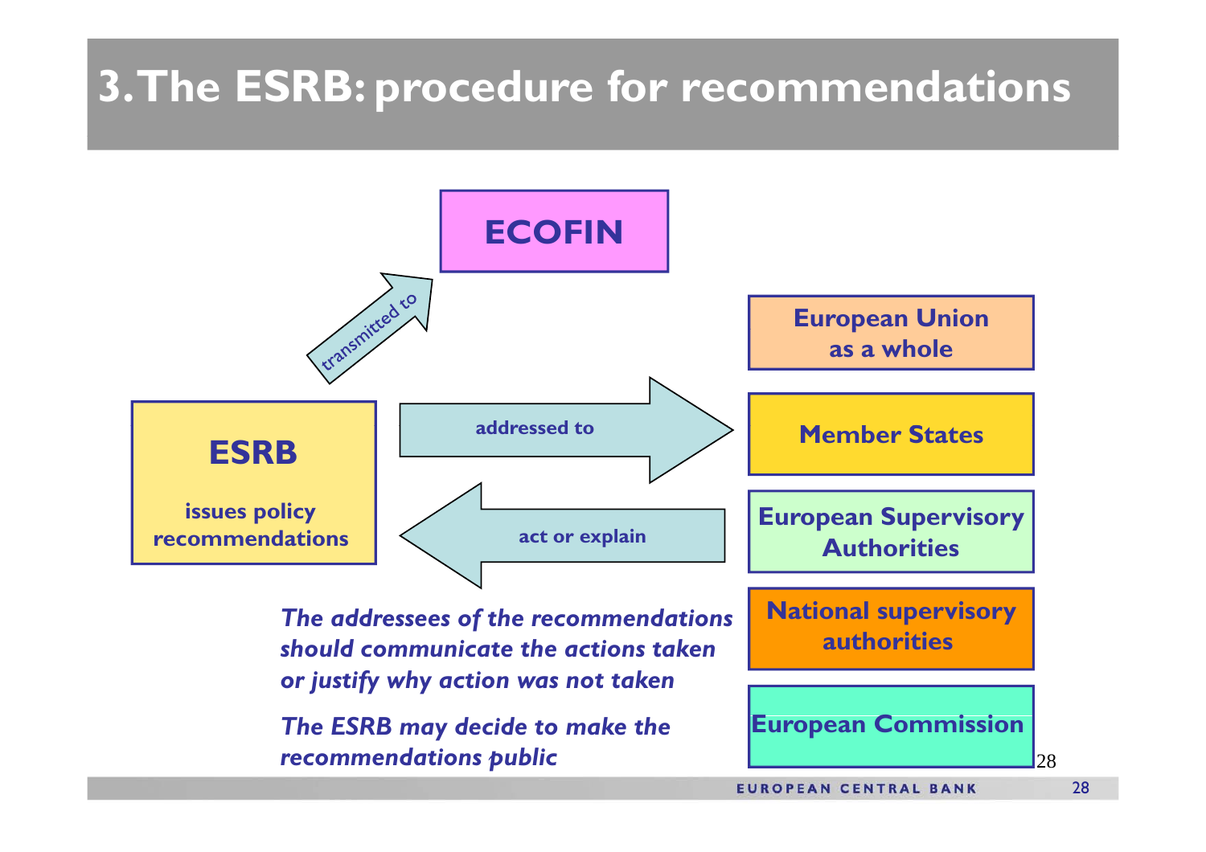# 3. The ESRB: procedure for recommendations

**ESRB**

**issues policy recommendations**

ESRB → *transmitted to* → **ECOFIN**

ESRB → *addressed to* →

- **European Union as a whole**
- **Member States**
- **European Supervisory Authorities**
- **National supervisory authorities**
- **European Commission**

Addressees → *act or explain* → ESRB

***The addressees of the recommendations should communicate the actions taken or justify why action was not taken***

***The ESRB may decide to make the recommendations public***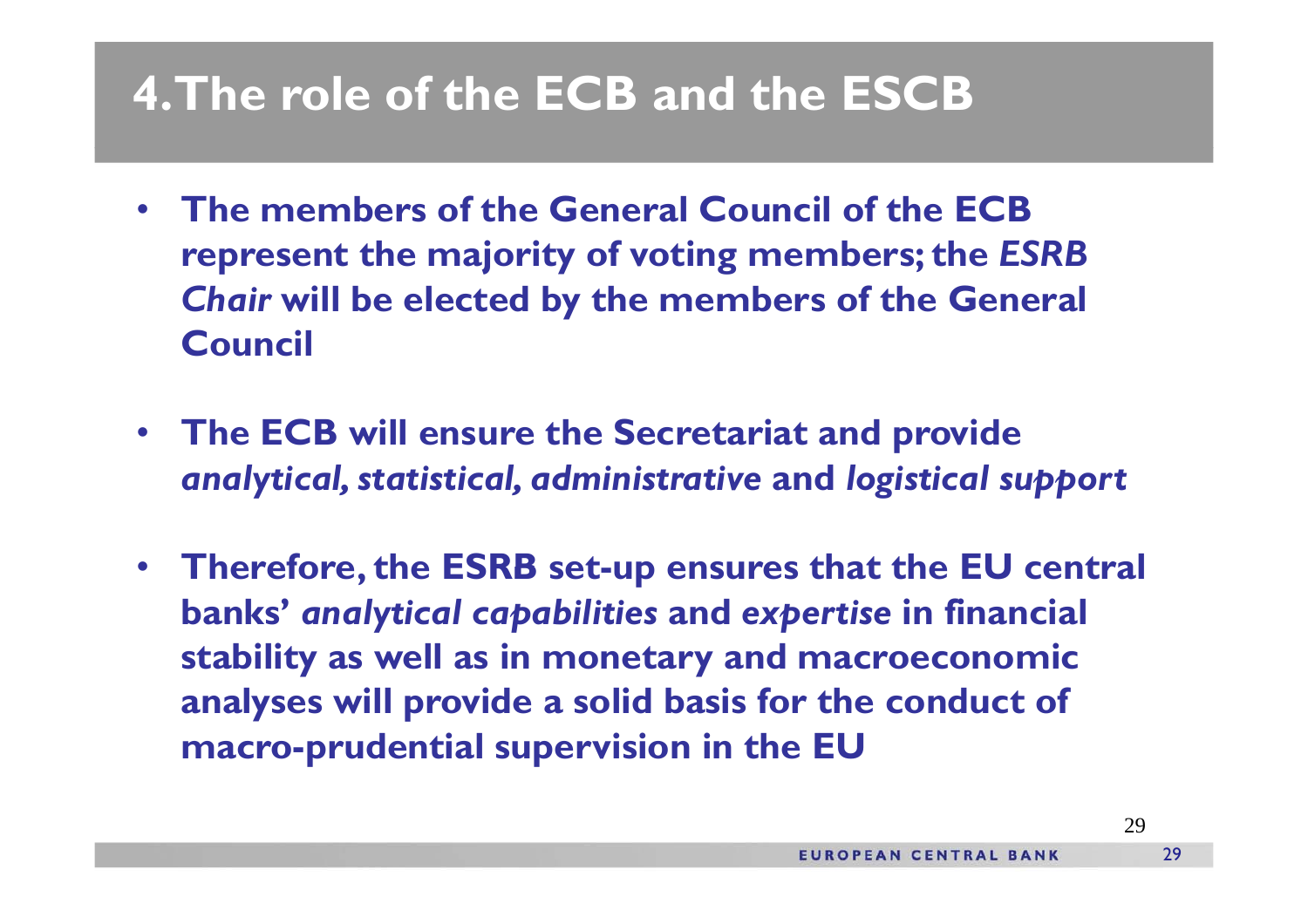# 4. The role of the ECB and the ESCB

- **The members of the General Council of the ECB represent the majority of voting members; the *ESRB Chair* will be elected by the members of the General Council**

- **The ECB will ensure the Secretariat and provide *analytical, statistical, administrative* and *logistical support***

- **Therefore, the ESRB set-up ensures that the EU central banks' *analytical capabilities* and *expertise* in financial stability as well as in monetary and macroeconomic analyses will provide a solid basis for the conduct of macro-prudential supervision in the EU**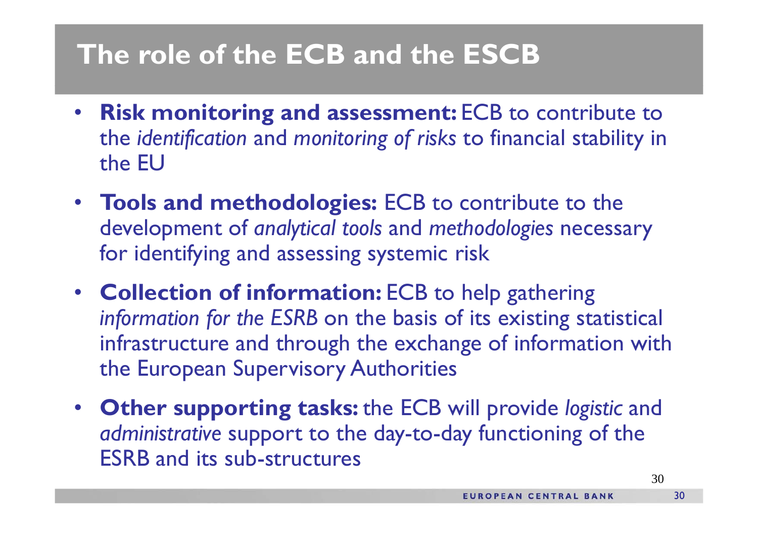# The role of the ECB and the ESCB

- **Risk monitoring and assessment:** ECB to contribute to the *identification* and *monitoring of risks* to financial stability in the EU
- **Tools and methodologies:** ECB to contribute to the development of *analytical tools* and *methodologies* necessary for identifying and assessing systemic risk
- **Collection of information:** ECB to help gathering *information for the ESRB* on the basis of its existing statistical infrastructure and through the exchange of information with the European Supervisory Authorities
- **Other supporting tasks:** the ECB will provide *logistic* and *administrative* support to the day-to-day functioning of the ESRB and its sub-structures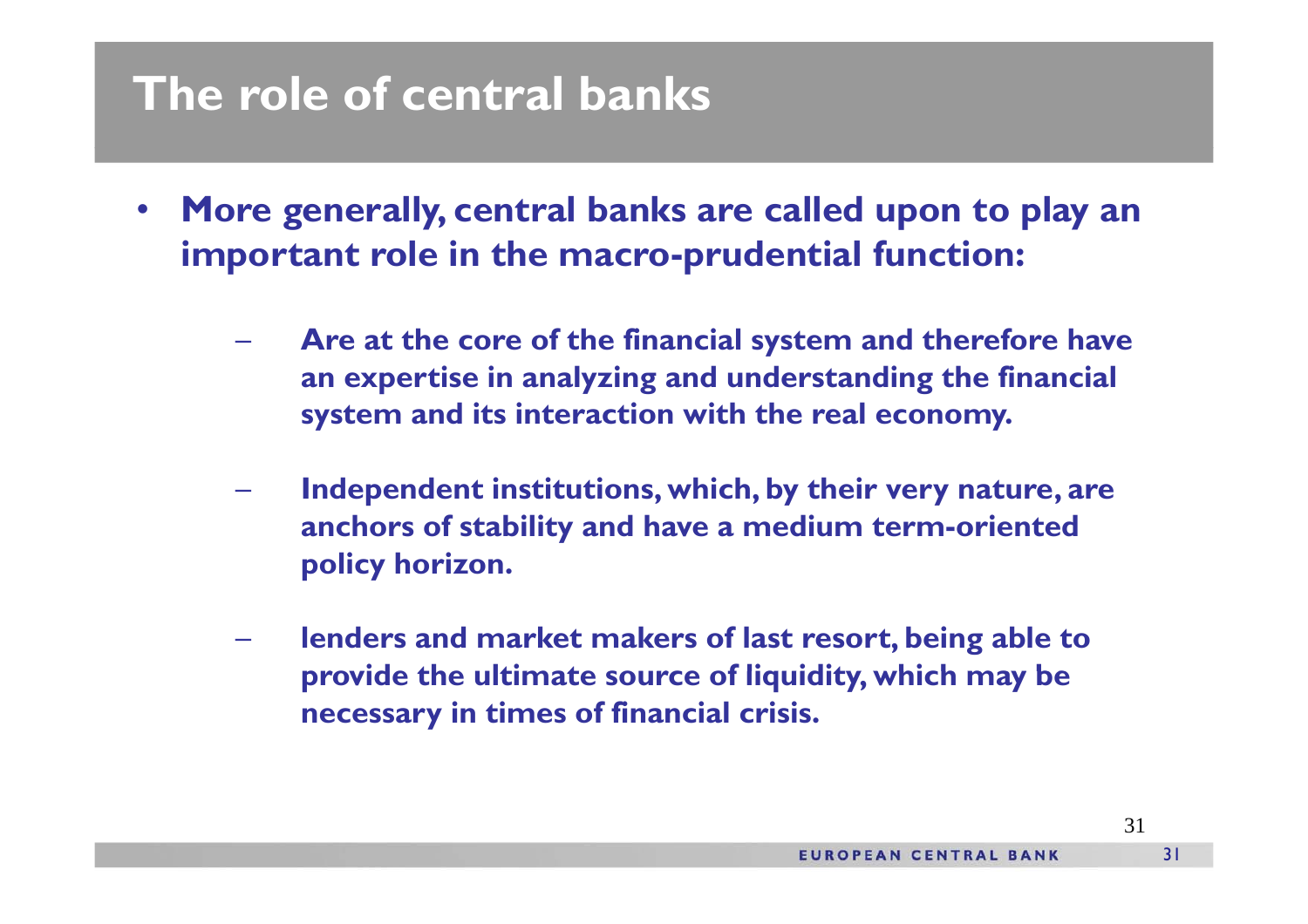# The role of central banks

- More generally, central banks are called upon to play an important role in the macro-prudential function:
  - Are at the core of the financial system and therefore have an expertise in analyzing and understanding the financial system and its interaction with the real economy.
  - Independent institutions, which, by their very nature, are anchors of stability and have a medium term-oriented policy horizon.
  - lenders and market makers of last resort, being able to provide the ultimate source of liquidity, which may be necessary in times of financial crisis.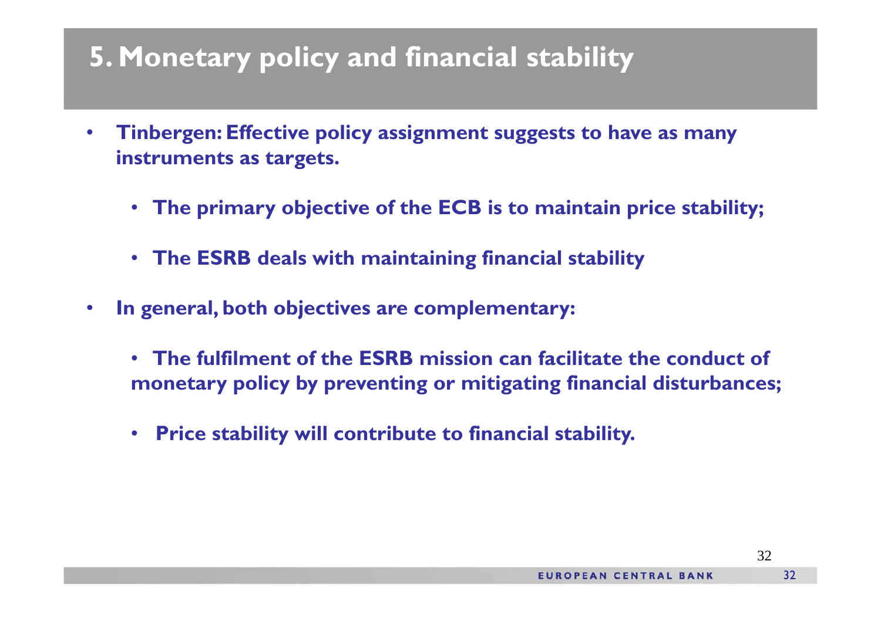# 5. Monetary policy and financial stability

- **Tinbergen: Effective policy assignment suggests to have as many instruments as targets.**
  - **The primary objective of the ECB is to maintain price stability;**
  - **The ESRB deals with maintaining financial stability**
- **In general, both objectives are complementary:**
  - **The fulfilment of the ESRB mission can facilitate the conduct of monetary policy by preventing or mitigating financial disturbances;**
  - **Price stability will contribute to financial stability.**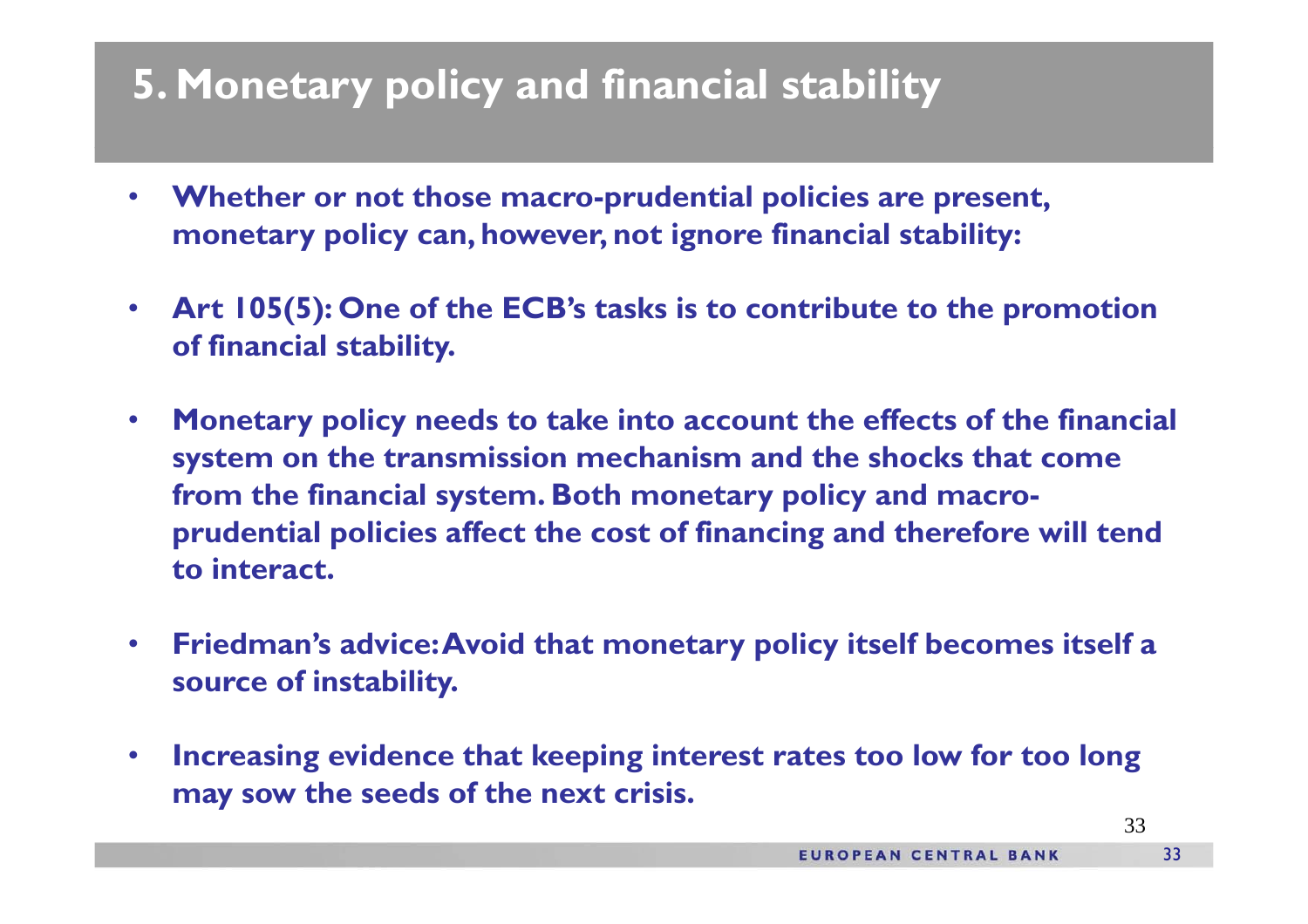## 5. Monetary policy and financial stability

- **Whether or not those macro-prudential policies are present, monetary policy can, however, not ignore financial stability:**

- **Art 105(5): One of the ECB's tasks is to contribute to the promotion of financial stability.**

- **Monetary policy needs to take into account the effects of the financial system on the transmission mechanism and the shocks that come from the financial system. Both monetary policy and macro-prudential policies affect the cost of financing and therefore will tend to interact.**

- **Friedman's advice: Avoid that monetary policy itself becomes itself a source of instability.**

- **Increasing evidence that keeping interest rates too low for too long may sow the seeds of the next crisis.**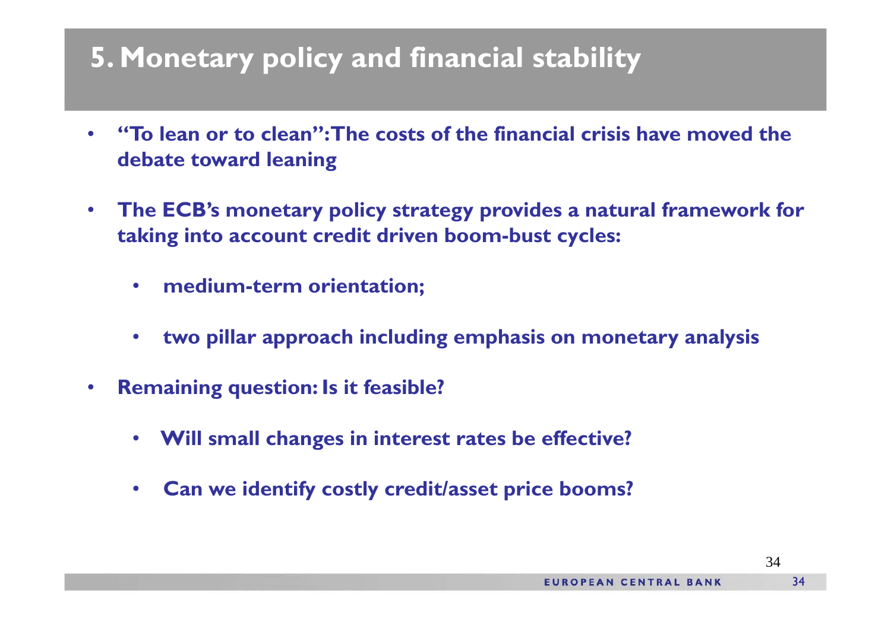# 5. Monetary policy and financial stability

- **"To lean or to clean": The costs of the financial crisis have moved the debate toward leaning**
- **The ECB's monetary policy strategy provides a natural framework for taking into account credit driven boom-bust cycles:**
  - **medium-term orientation;**
  - **two pillar approach including emphasis on monetary analysis**
- **Remaining question: Is it feasible?**
  - **Will small changes in interest rates be effective?**
  - **Can we identify costly credit/asset price booms?**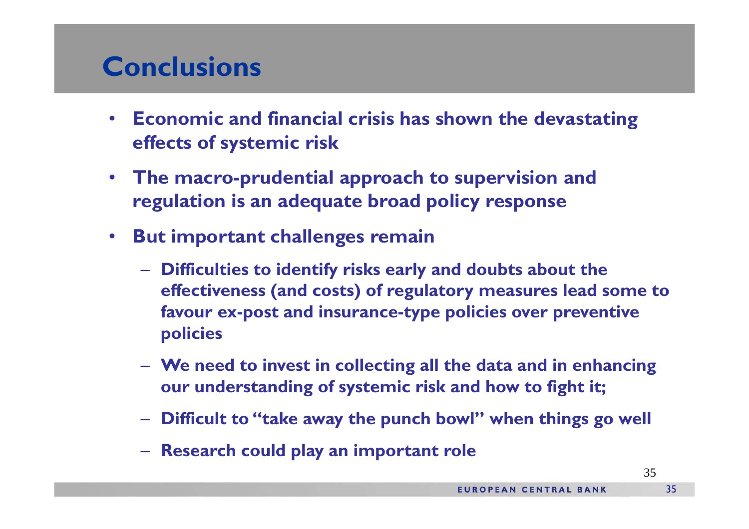# Conclusions

- **Economic and financial crisis has shown the devastating effects of systemic risk**
- **The macro-prudential approach to supervision and regulation is an adequate broad policy response**
- **But important challenges remain**
  - **Difficulties to identify risks early and doubts about the effectiveness (and costs) of regulatory measures lead some to favour ex-post and insurance-type policies over preventive policies**
  - **We need to invest in collecting all the data and in enhancing our understanding of systemic risk and how to fight it;**
  - **Difficult to "take away the punch bowl" when things go well**
  - **Research could play an important role**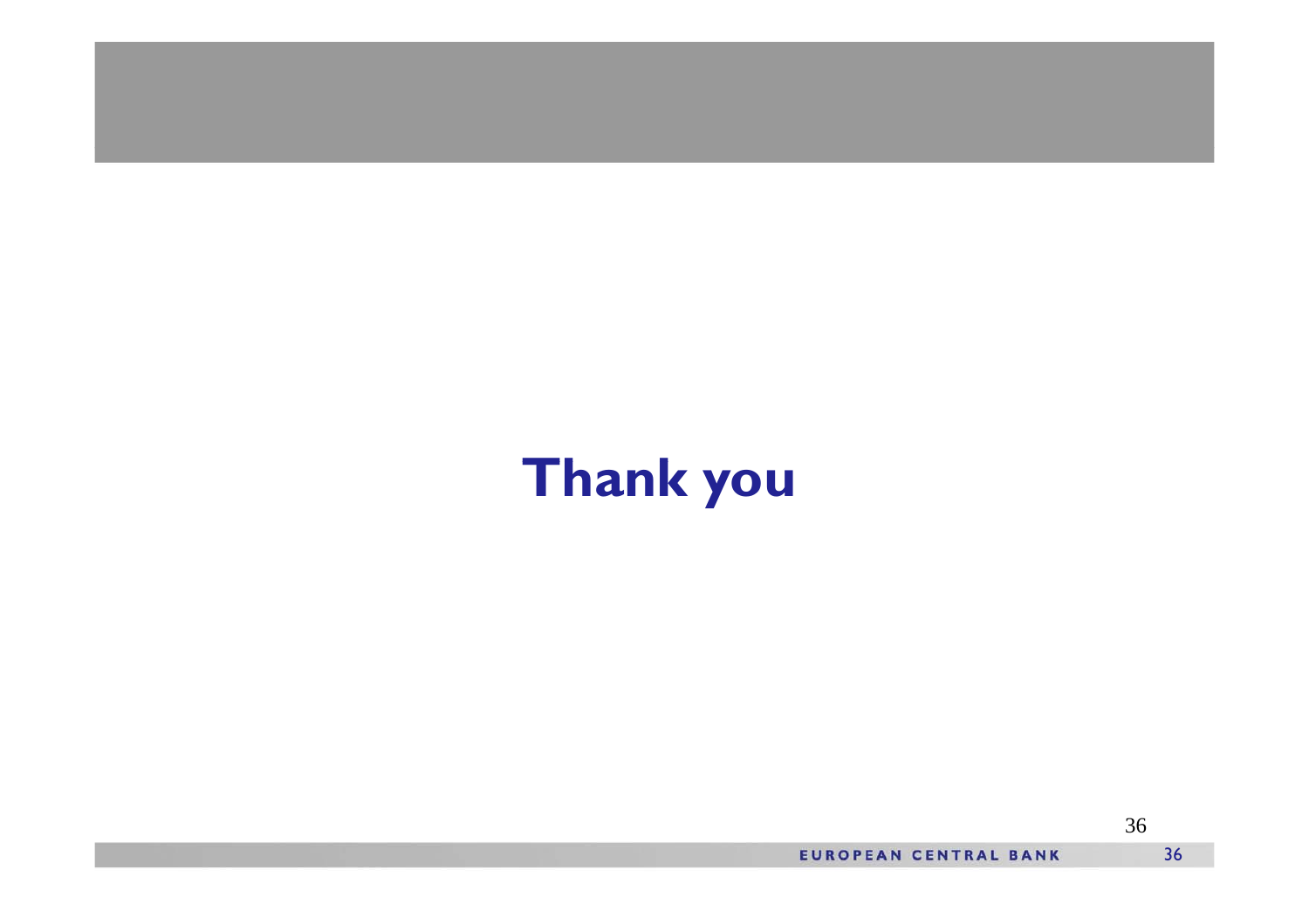# Thank you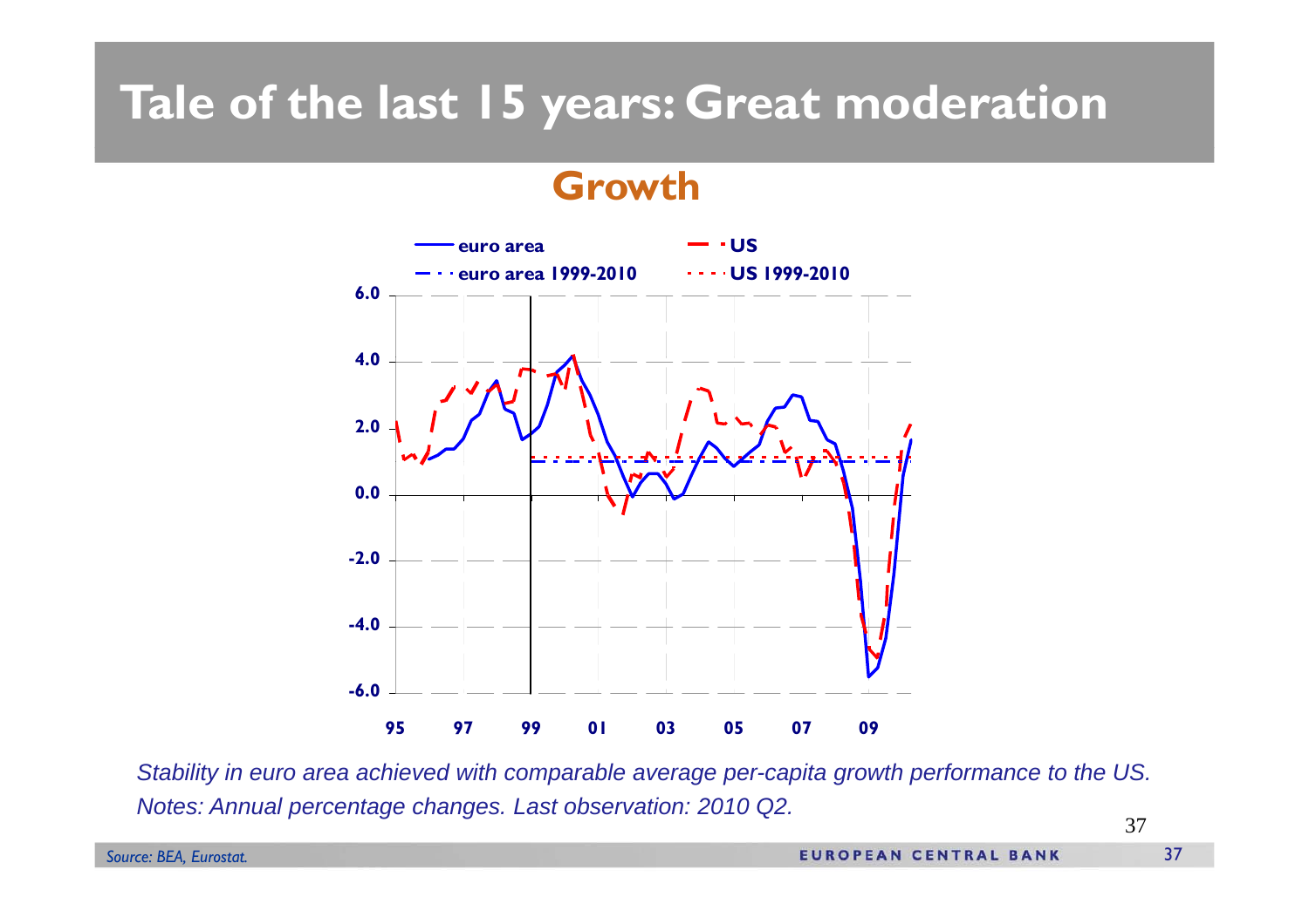# Tale of the last 15 years: Great moderation

## Growth

euro area | US | euro area 1999-2010 | US 1999-2010

6.0 | 4.0 | 2.0 | 0.0 | -2.0 | -4.0 | -6.0

95 | 97 | 99 | 01 | 03 | 05 | 07 | 09

*Stability in euro area achieved with comparable average per-capita growth performance to the US.*

*Notes: Annual percentage changes. Last observation: 2010 Q2.*

*Source: BEA, Eurostat.*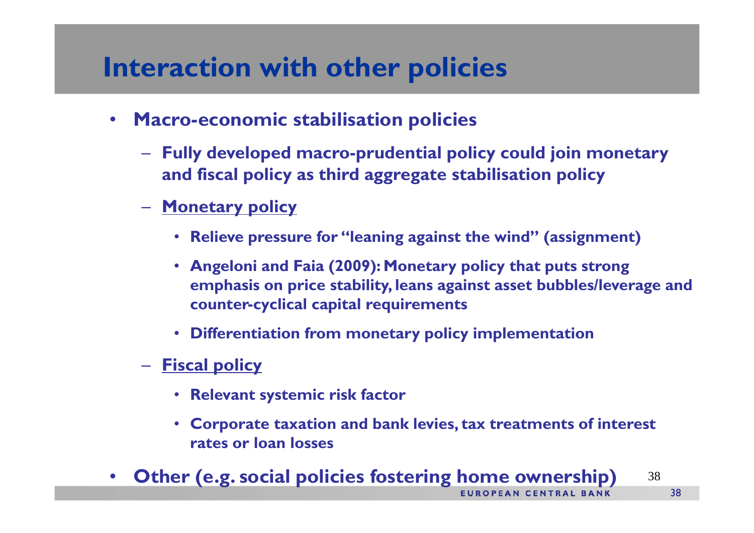# Interaction with other policies

- **Macro-economic stabilisation policies**
  - **Fully developed macro-prudential policy could join monetary and fiscal policy as third aggregate stabilisation policy**
  - **Monetary policy**
    - **Relieve pressure for "leaning against the wind" (assignment)**
    - **Angeloni and Faia (2009): Monetary policy that puts strong emphasis on price stability, leans against asset bubbles/leverage and counter-cyclical capital requirements**
    - **Differentiation from monetary policy implementation**
  - **Fiscal policy**
    - **Relevant systemic risk factor**
    - **Corporate taxation and bank levies, tax treatments of interest rates or loan losses**
- **Other (e.g. social policies fostering home ownership)**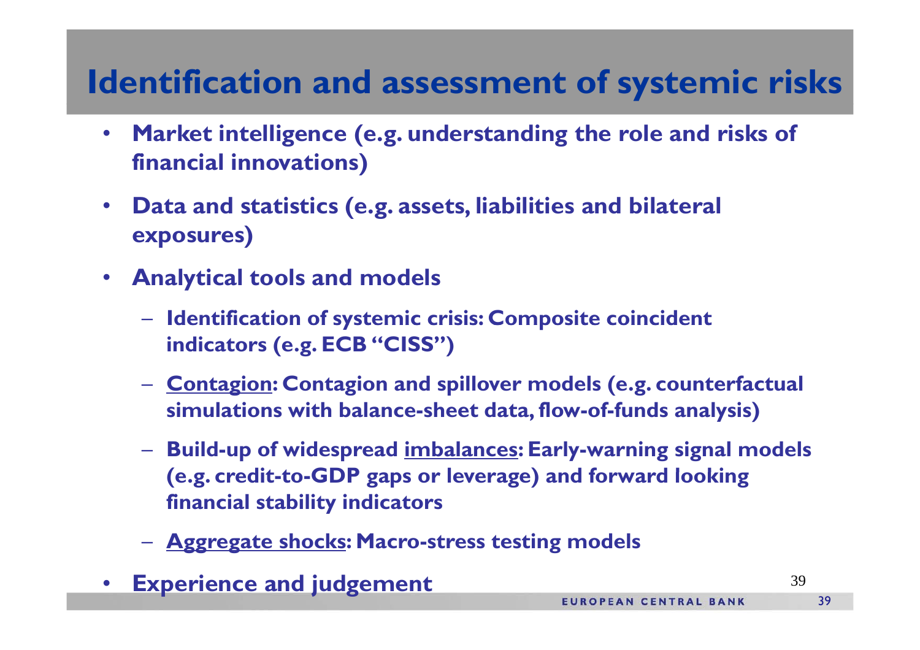# Identification and assessment of systemic risks

- **Market intelligence (e.g. understanding the role and risks of financial innovations)**
- **Data and statistics (e.g. assets, liabilities and bilateral exposures)**
- **Analytical tools and models**
  - **Identification of systemic crisis: Composite coincident indicators (e.g. ECB "CISS")**
  - **<u>Contagion</u>: Contagion and spillover models (e.g. counterfactual simulations with balance-sheet data, flow-of-funds analysis)**
  - **Build-up of widespread <u>imbalances</u>: Early-warning signal models (e.g. credit-to-GDP gaps or leverage) and forward looking financial stability indicators**
  - **<u>Aggregate shocks</u>: Macro-stress testing models**
- **Experience and judgement**